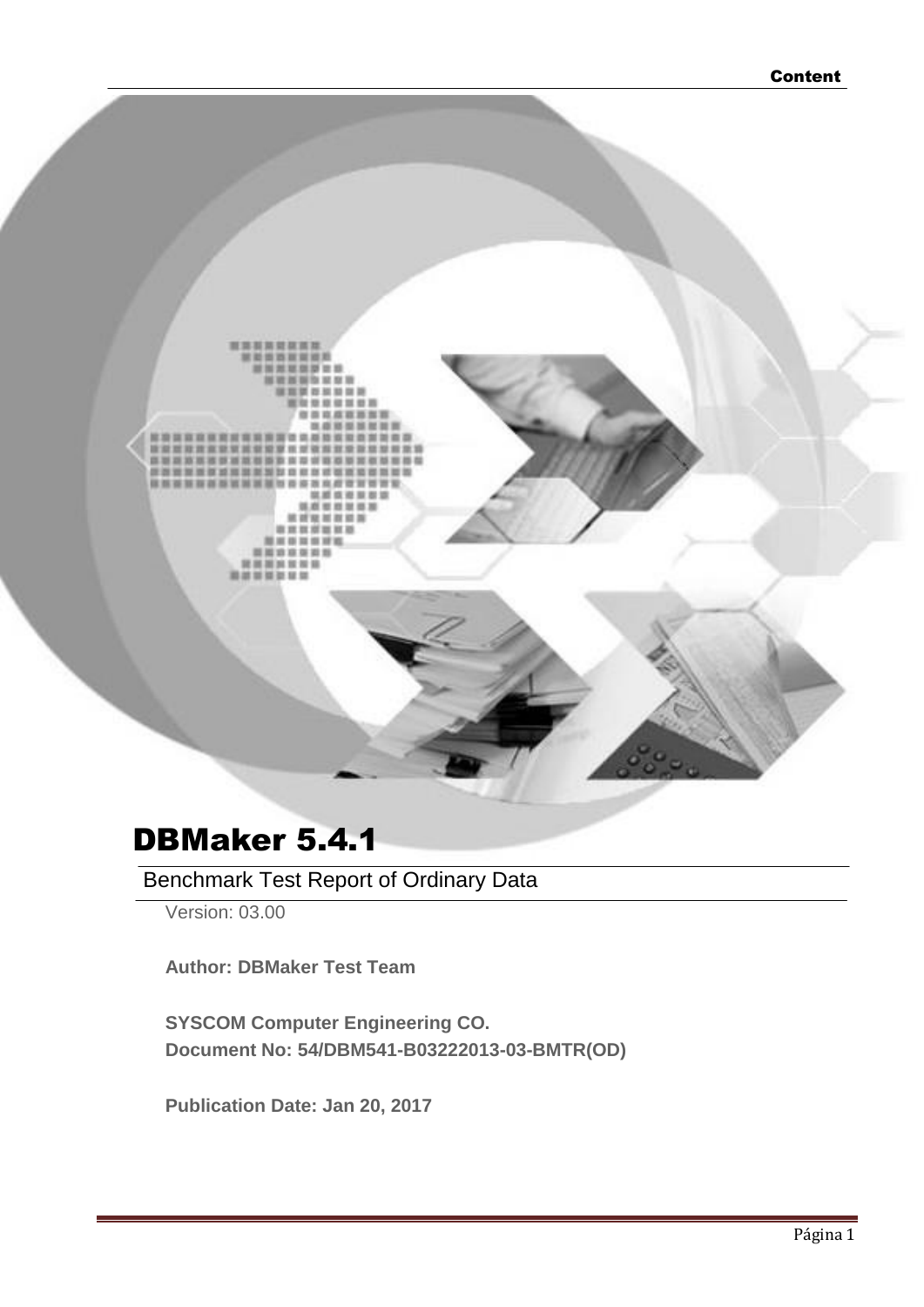# DBMaker 5.4.1

## Benchmark Test Report of Ordinary Data

Version: 03.00

**Author: DBMaker Test Team**

**SYSCOM Computer Engineering CO.**
**Document No: 54/DBM541-B03222013-03-BMTR(OD)**

**Publication Date: Jan 20, 2017**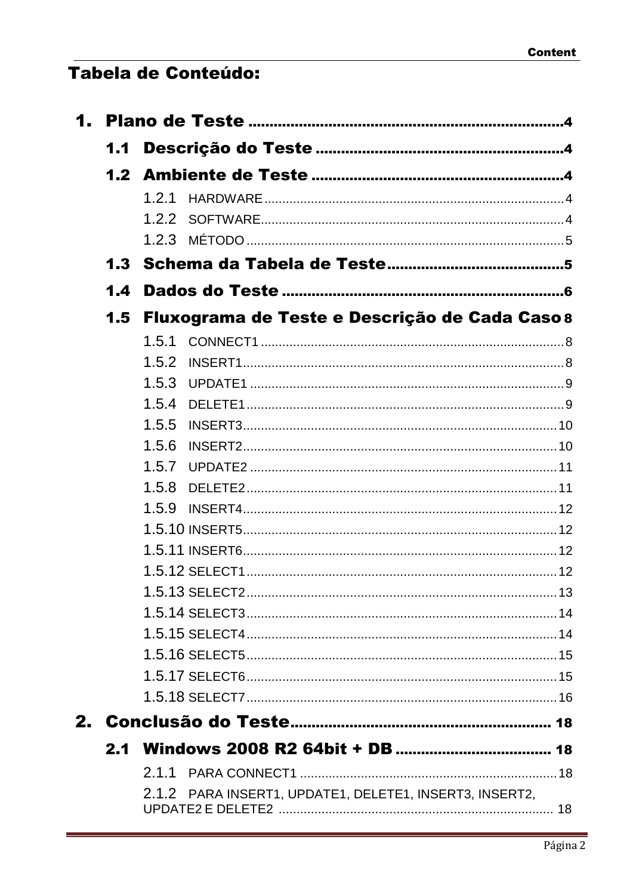# Tabela de Conteúdo:

1. Plano de Teste ........................................................................4
   - 1.1 Descrição do Teste ......................................................4
   - 1.2 Ambiente de Teste .......................................................4
     - 1.2.1 HARDWARE ....................................................................4
     - 1.2.2 SOFTWARE.....................................................................4
     - 1.2.3 MÉTODO ........................................................................5
   - 1.3 Schema da Tabela de Teste........................................5
   - 1.4 Dados do Teste .............................................................6
   - 1.5 Fluxograma de Teste e Descrição de Cada Caso 8
     - 1.5.1 CONNECT1 ....................................................................8
     - 1.5.2 INSERT1.........................................................................8
     - 1.5.3 UPDATE1 .......................................................................9
     - 1.5.4 DELETE1........................................................................9
     - 1.5.5 INSERT3.......................................................................10
     - 1.5.6 INSERT2.......................................................................10
     - 1.5.7 UPDATE2 .....................................................................11
     - 1.5.8 DELETE2......................................................................11
     - 1.5.9 INSERT4.......................................................................12
     - 1.5.10 INSERT5.......................................................................12
     - 1.5.11 INSERT6.......................................................................12
     - 1.5.12 SELECT1......................................................................12
     - 1.5.13 SELECT2......................................................................13
     - 1.5.14 SELECT3......................................................................14
     - 1.5.15 SELECT4......................................................................14
     - 1.5.16 SELECT5......................................................................15
     - 1.5.17 SELECT6......................................................................15
     - 1.5.18 SELECT7......................................................................16
2. Conclusão do Teste........................................................... 18
   - 2.1 Windows 2008 R2 64bit + DB ................................... 18
     - 2.1.1 PARA CONNECT1 ........................................................18
     - 2.1.2 PARA INSERT1, UPDATE1, DELETE1, INSERT3, INSERT2, UPDATE2 E DELETE2 ............................................................ 18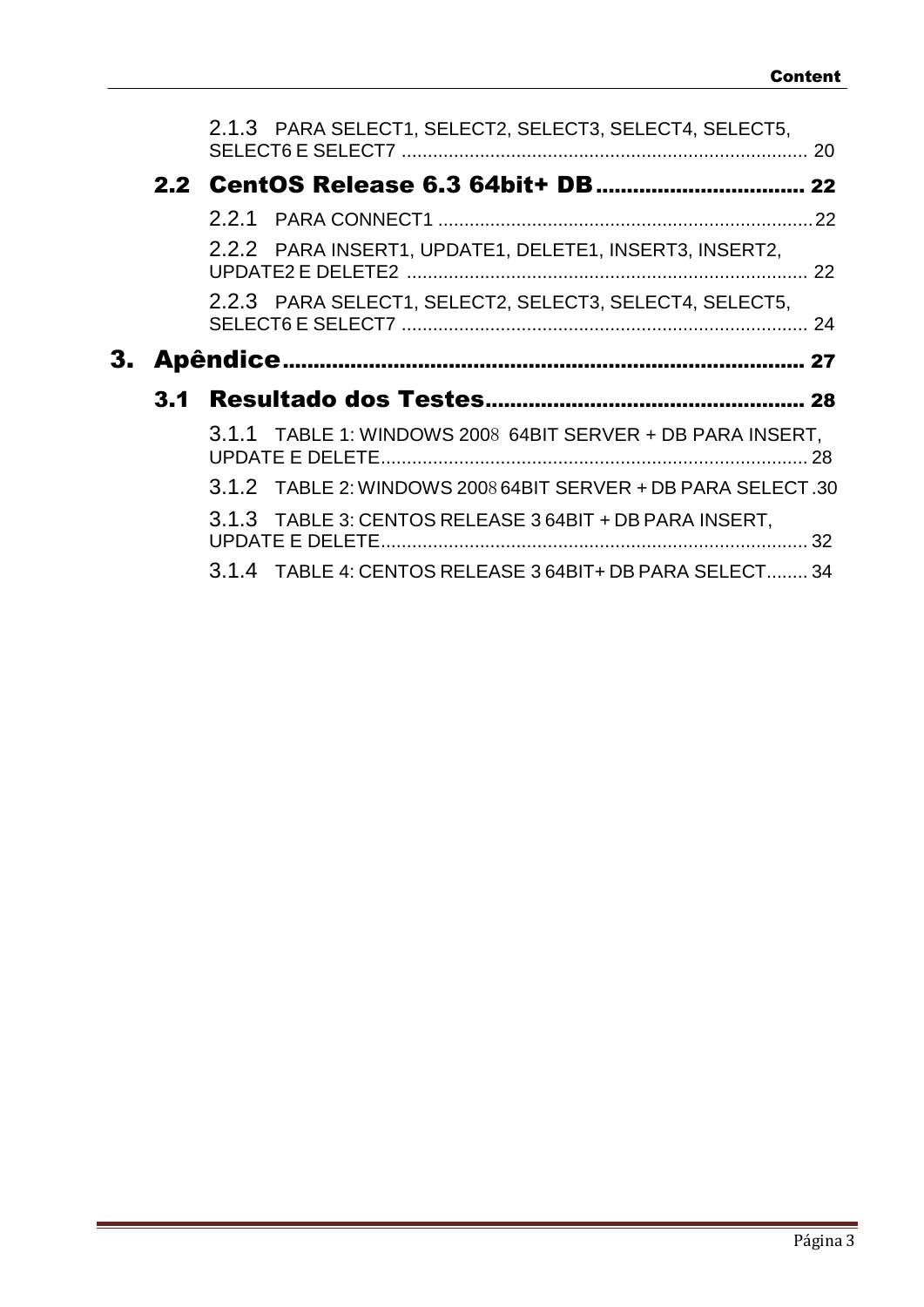2.1.3 PARA SELECT1, SELECT2, SELECT3, SELECT4, SELECT5, SELECT6 E SELECT7 ........................................................................... 20

**2.2 CentOS Release 6.3 64bit+ DB ................................ 22**

2.2.1 PARA CONNECT1 ........................................................................ 22

2.2.2 PARA INSERT1, UPDATE1, DELETE1, INSERT3, INSERT2, UPDATE2 E DELETE2 ........................................................................... 22

2.2.3 PARA SELECT1, SELECT2, SELECT3, SELECT4, SELECT5, SELECT6 E SELECT7 ........................................................................... 24

**3. Apêndice ................................................................................ 27**

**3.1 Resultado dos Testes ................................................ 28**

3.1.1 TABLE 1: WINDOWS 2008 64BIT SERVER + DB PARA INSERT, UPDATE E DELETE ................................................................................ 28

3.1.2 TABLE 2: WINDOWS 2008 64BIT SERVER + DB PARA SELECT .30

3.1.3 TABLE 3: CENTOS RELEASE 3 64BIT + DB PARA INSERT, UPDATE E DELETE ................................................................................ 32

3.1.4 TABLE 4: CENTOS RELEASE 3 64BIT+ DB PARA SELECT........ 34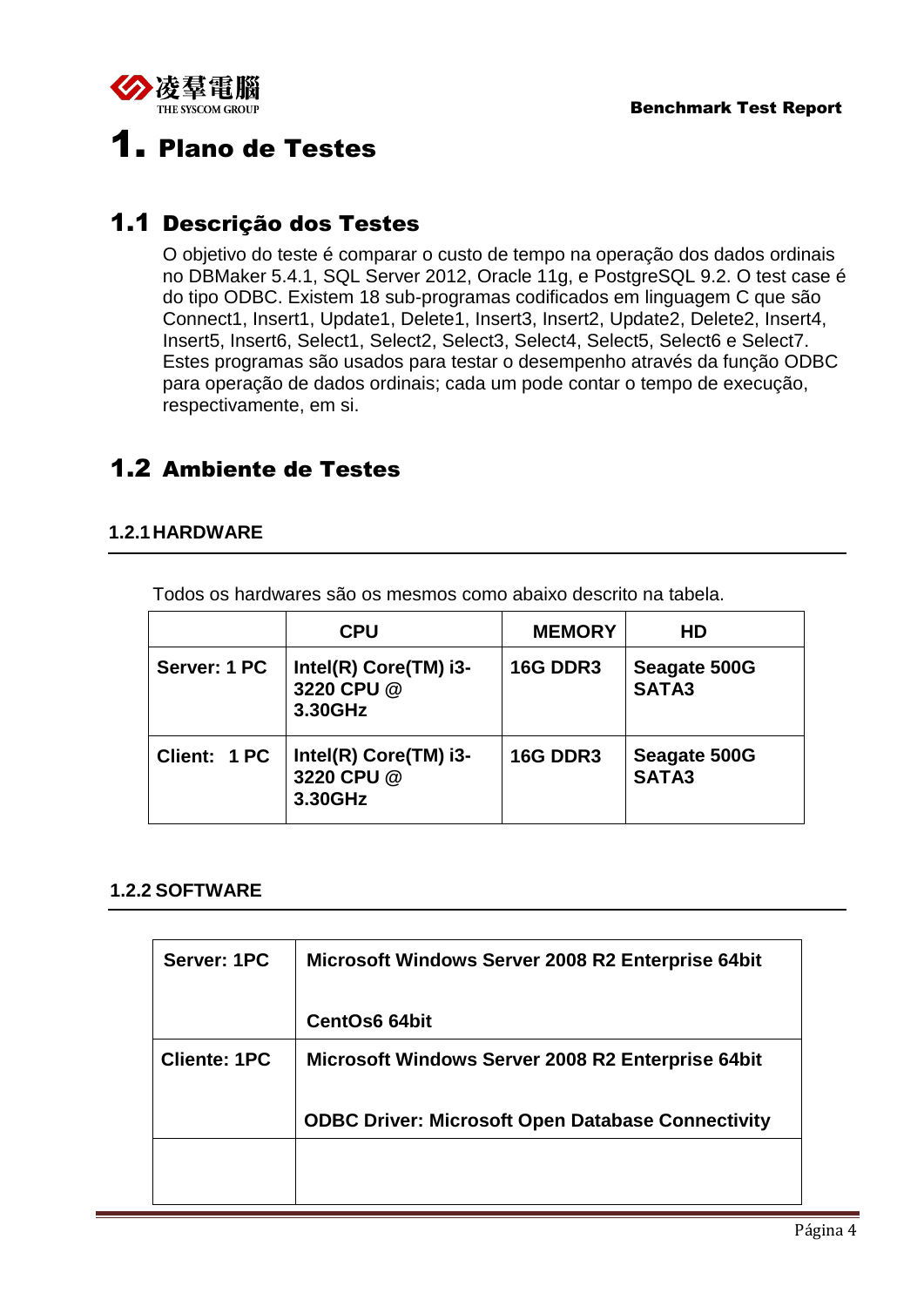# 1. Plano de Testes

## 1.1 Descrição dos Testes

O objetivo do teste é comparar o custo de tempo na operação dos dados ordinais no DBMaker 5.4.1, SQL Server 2012, Oracle 11g, e PostgreSQL 9.2. O test case é do tipo ODBC. Existem 18 sub-programas codificados em linguagem C que são Connect1, Insert1, Update1, Delete1, Insert3, Insert2, Update2, Delete2, Insert4, Insert5, Insert6, Select1, Select2, Select3, Select4, Select5, Select6 e Select7. Estes programas são usados para testar o desempenho através da função ODBC para operação de dados ordinais; cada um pode contar o tempo de execução, respectivamente, em si.

## 1.2 Ambiente de Testes

### 1.2.1 HARDWARE

Todos os hardwares são os mesmos como abaixo descrito na tabela.

| | CPU | MEMORY | HD |
|---|---|---|---|
| **Server: 1 PC** | **Intel(R) Core(TM) i3-3220 CPU @ 3.30GHz** | **16G DDR3** | **Seagate 500G SATA3** |
| **Client: 1 PC** | **Intel(R) Core(TM) i3-3220 CPU @ 3.30GHz** | **16G DDR3** | **Seagate 500G SATA3** |

### 1.2.2 SOFTWARE

| | |
|---|---|
| **Server: 1PC** | **Microsoft Windows Server 2008 R2 Enterprise 64bit**<br><br>**CentOs6 64bit** |
| **Cliente: 1PC** | **Microsoft Windows Server 2008 R2 Enterprise 64bit**<br><br>**ODBC Driver: Microsoft Open Database Connectivity** |
| | |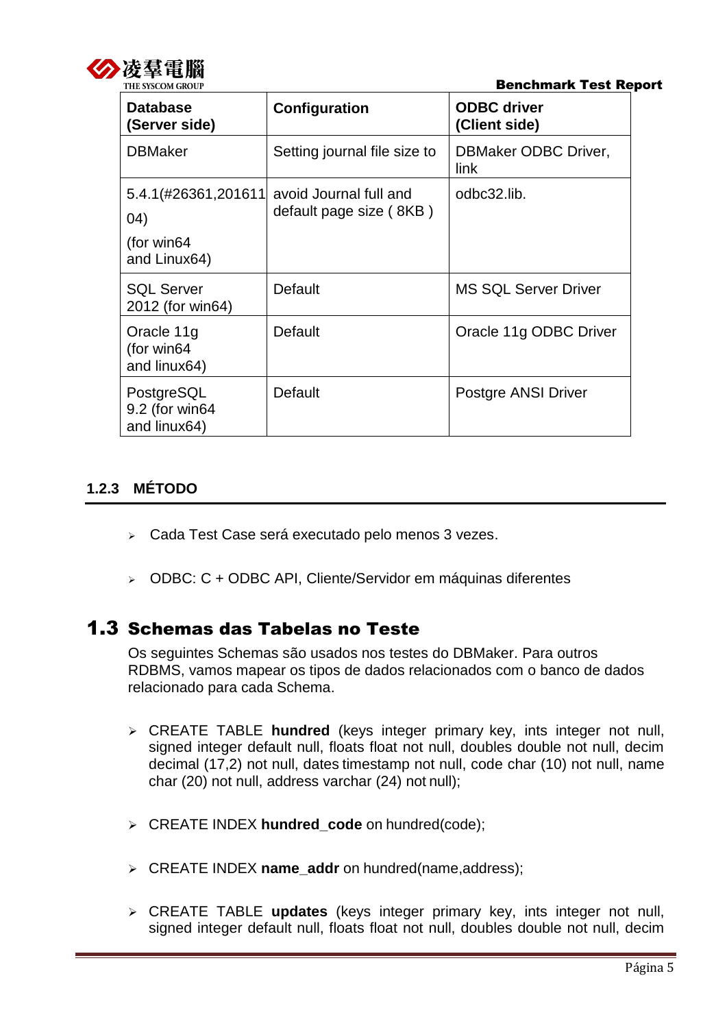| Database (Server side) | Configuration | ODBC driver (Client side) |
|---|---|---|
| DBMaker | Setting journal file size to | DBMaker ODBC Driver, link |
| 5.4.1(#26361,20161104) (for win64 and Linux64) | avoid Journal full and default page size ( 8KB ) | odbc32.lib. |
| SQL Server 2012 (for win64) | Default | MS SQL Server Driver |
| Oracle 11g (for win64 and linux64) | Default | Oracle 11g ODBC Driver |
| PostgreSQL 9.2 (for win64 and linux64) | Default | Postgre ANSI Driver |

### 1.2.3 MÉTODO

- Cada Test Case será executado pelo menos 3 vezes.
- ODBC: C + ODBC API, Cliente/Servidor em máquinas diferentes

## 1.3 Schemas das Tabelas no Teste

Os seguintes Schemas são usados nos testes do DBMaker. Para outros RDBMS, vamos mapear os tipos de dados relacionados com o banco de dados relacionado para cada Schema.

- CREATE TABLE **hundred** (keys integer primary key, ints integer not null, signed integer default null, floats float not null, doubles double not null, decim decimal (17,2) not null, dates timestamp not null, code char (10) not null, name char (20) not null, address varchar (24) not null);
- CREATE INDEX **hundred_code** on hundred(code);
- CREATE INDEX **name_addr** on hundred(name,address);
- CREATE TABLE **updates** (keys integer primary key, ints integer not null, signed integer default null, floats float not null, doubles double not null, decim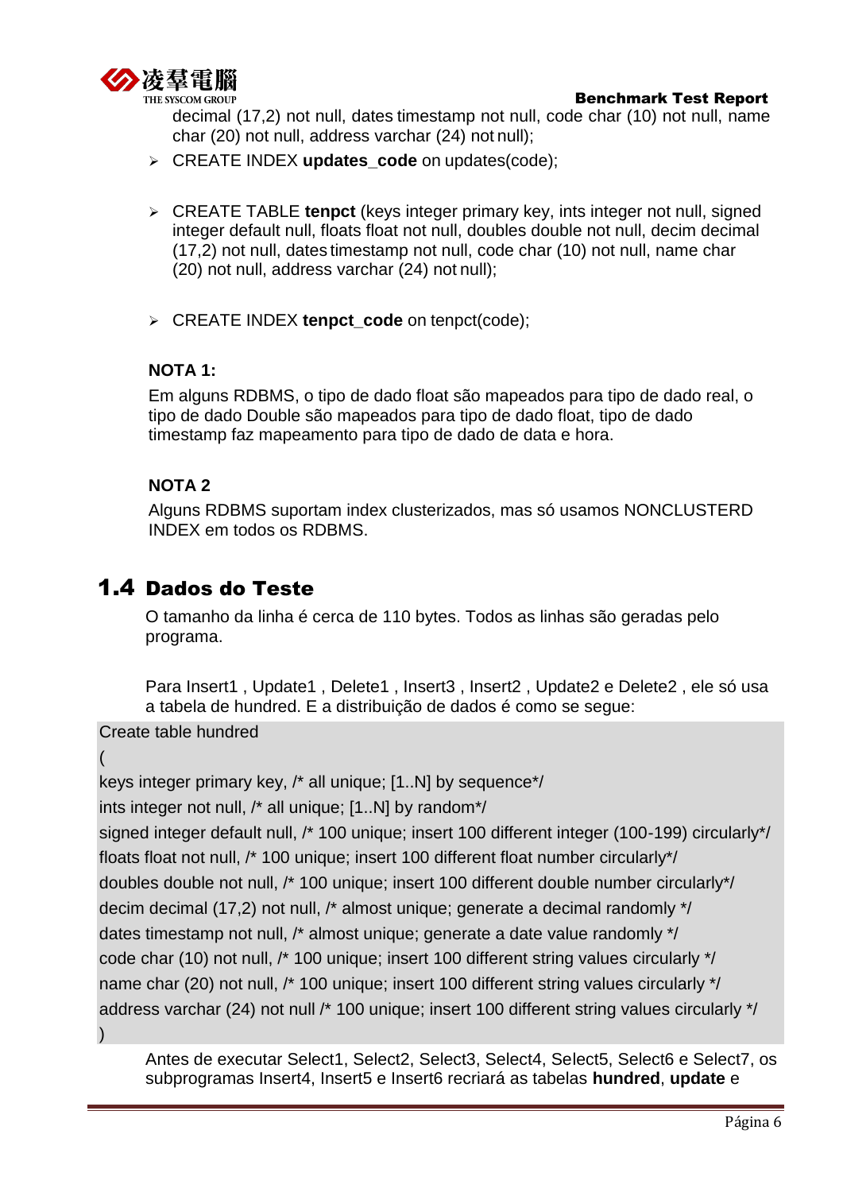decimal (17,2) not null, dates timestamp not null, code char (10) not null, name char (20) not null, address varchar (24) not null);

- CREATE INDEX **updates_code** on updates(code);

- CREATE TABLE **tenpct** (keys integer primary key, ints integer not null, signed integer default null, floats float not null, doubles double not null, decim decimal (17,2) not null, dates timestamp not null, code char (10) not null, name char (20) not null, address varchar (24) not null);

- CREATE INDEX **tenpct_code** on tenpct(code);

**NOTA 1:**

Em alguns RDBMS, o tipo de dado float são mapeados para tipo de dado real, o tipo de dado Double são mapeados para tipo de dado float, tipo de dado timestamp faz mapeamento para tipo de dado de data e hora.

**NOTA 2**

Alguns RDBMS suportam index clusterizados, mas só usamos NONCLUSTERD INDEX em todos os RDBMS.

## 1.4 Dados do Teste

O tamanho da linha é cerca de 110 bytes. Todos as linhas são geradas pelo programa.

Para Insert1 , Update1 , Delete1 , Insert3 , Insert2 , Update2 e Delete2 , ele só usa a tabela de hundred. E a distribuição de dados é como se segue:

```
Create table hundred
(
keys integer primary key, /* all unique; [1..N] by sequence*/
ints integer not null, /* all unique; [1..N] by random*/
signed integer default null, /* 100 unique; insert 100 different integer (100-199) circularly*/
floats float not null, /* 100 unique; insert 100 different float number circularly*/
doubles double not null, /* 100 unique; insert 100 different double number circularly*/
decim decimal (17,2) not null, /* almost unique; generate a decimal randomly */
dates timestamp not null, /* almost unique; generate a date value randomly */
code char (10) not null, /* 100 unique; insert 100 different string values circularly */
name char (20) not null, /* 100 unique; insert 100 different string values circularly */
address varchar (24) not null /* 100 unique; insert 100 different string values circularly */
)
```

Antes de executar Select1, Select2, Select3, Select4, Select5, Select6 e Select7, os subprogramas Insert4, Insert5 e Insert6 recriará as tabelas **hundred**, **update** e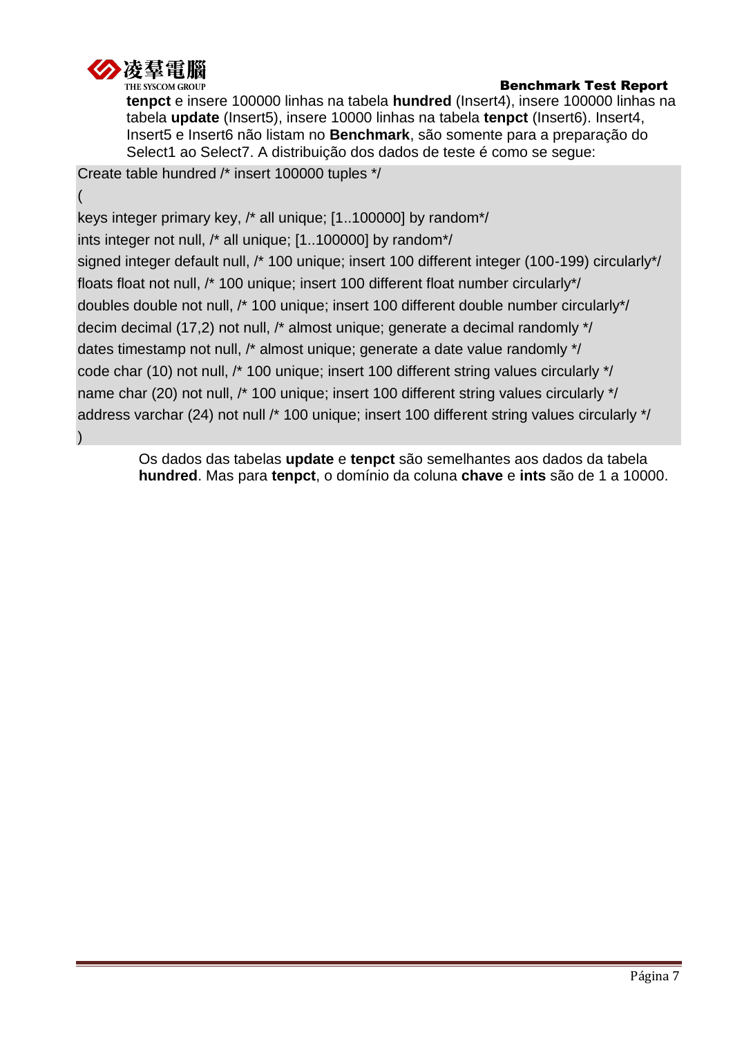**tenpct** e insere 100000 linhas na tabela **hundred** (Insert4), insere 100000 linhas na tabela **update** (Insert5), insere 10000 linhas na tabela **tenpct** (Insert6). Insert4, Insert5 e Insert6 não listam no **Benchmark**, são somente para a preparação do Select1 ao Select7. A distribuição dos dados de teste é como se segue:

```
Create table hundred /* insert 100000 tuples */
(
keys integer primary key, /* all unique; [1..100000] by random*/
ints integer not null, /* all unique; [1..100000] by random*/
signed integer default null, /* 100 unique; insert 100 different integer (100-199) circularly*/
floats float not null, /* 100 unique; insert 100 different float number circularly*/
doubles double not null, /* 100 unique; insert 100 different double number circularly*/
decim decimal (17,2) not null, /* almost unique; generate a decimal randomly */
dates timestamp not null, /* almost unique; generate a date value randomly */
code char (10) not null, /* 100 unique; insert 100 different string values circularly */
name char (20) not null, /* 100 unique; insert 100 different string values circularly */
address varchar (24) not null /* 100 unique; insert 100 different string values circularly */
)
```

Os dados das tabelas **update** e **tenpct** são semelhantes aos dados da tabela **hundred**. Mas para **tenpct**, o domínio da coluna **chave** e **ints** são de 1 a 10000.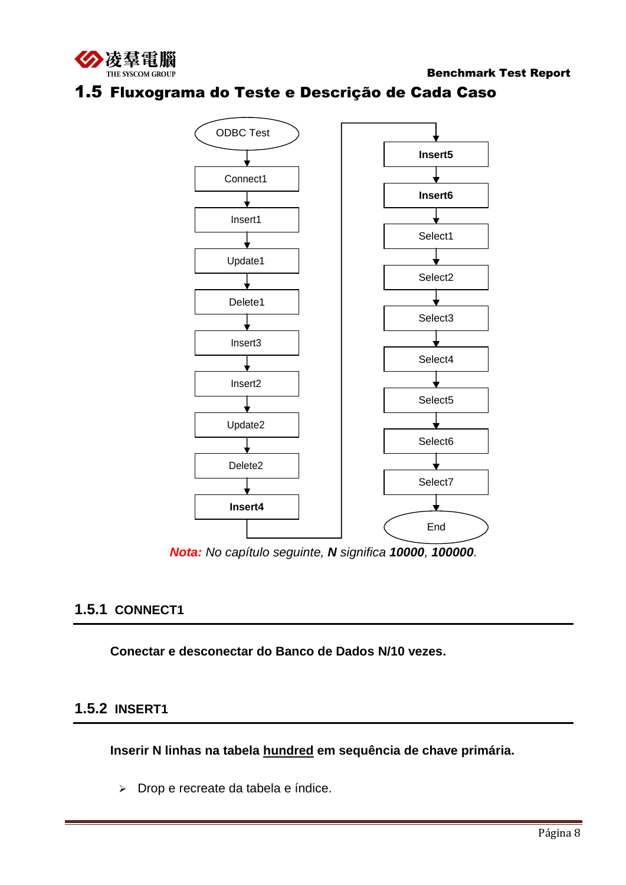## 1.5 Fluxograma do Teste e Descrição de Cada Caso

ODBC Test → Connect1 → Insert1 → Update1 → Delete1 → Insert3 → Insert2 → Update2 → Delete2 → **Insert4** → **Insert5** → **Insert6** → Select1 → Select2 → Select3 → Select4 → Select5 → Select6 → Select7 → End

***Nota:*** *No capítulo seguinte,* ***N*** *significa* ***10000***, ***100000***.

### 1.5.1 CONNECT1

**Conectar e desconectar do Banco de Dados N/10 vezes.**

### 1.5.2 INSERT1

**Inserir N linhas na tabela <u>hundred</u> em sequência de chave primária.**

- Drop e recreate da tabela e índice.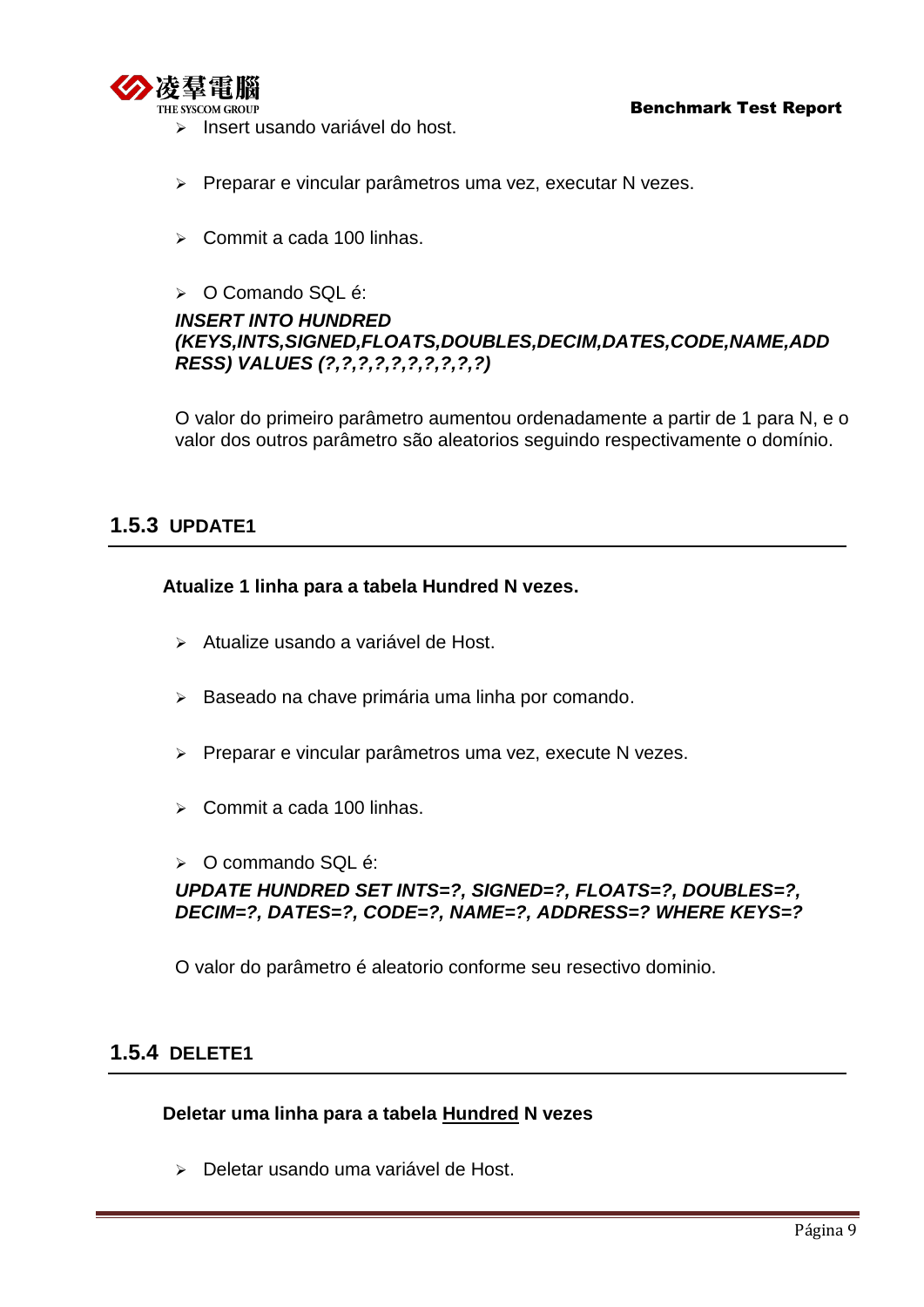- Insert usando variável do host.
- Preparar e vincular parâmetros uma vez, executar N vezes.
- Commit a cada 100 linhas.
- O Comando SQL é:

***INSERT INTO HUNDRED (KEYS,INTS,SIGNED,FLOATS,DOUBLES,DECIM,DATES,CODE,NAME,ADDRESS) VALUES (?,?,?,?,?,?,?,?,?,?)***

O valor do primeiro parâmetro aumentou ordenadamente a partir de 1 para N, e o valor dos outros parâmetro são aleatorios seguindo respectivamente o domínio.

### 1.5.3 UPDATE1

**Atualize 1 linha para a tabela Hundred N vezes.**

- Atualize usando a variável de Host.
- Baseado na chave primária uma linha por comando.
- Preparar e vincular parâmetros uma vez, execute N vezes.
- Commit a cada 100 linhas.
- O commando SQL é:

***UPDATE HUNDRED SET INTS=?, SIGNED=?, FLOATS=?, DOUBLES=?, DECIM=?, DATES=?, CODE=?, NAME=?, ADDRESS=? WHERE KEYS=?***

O valor do parâmetro é aleatorio conforme seu resectivo dominio.

### 1.5.4 DELETE1

**Deletar uma linha para a tabela Hundred N vezes**

- Deletar usando uma variável de Host.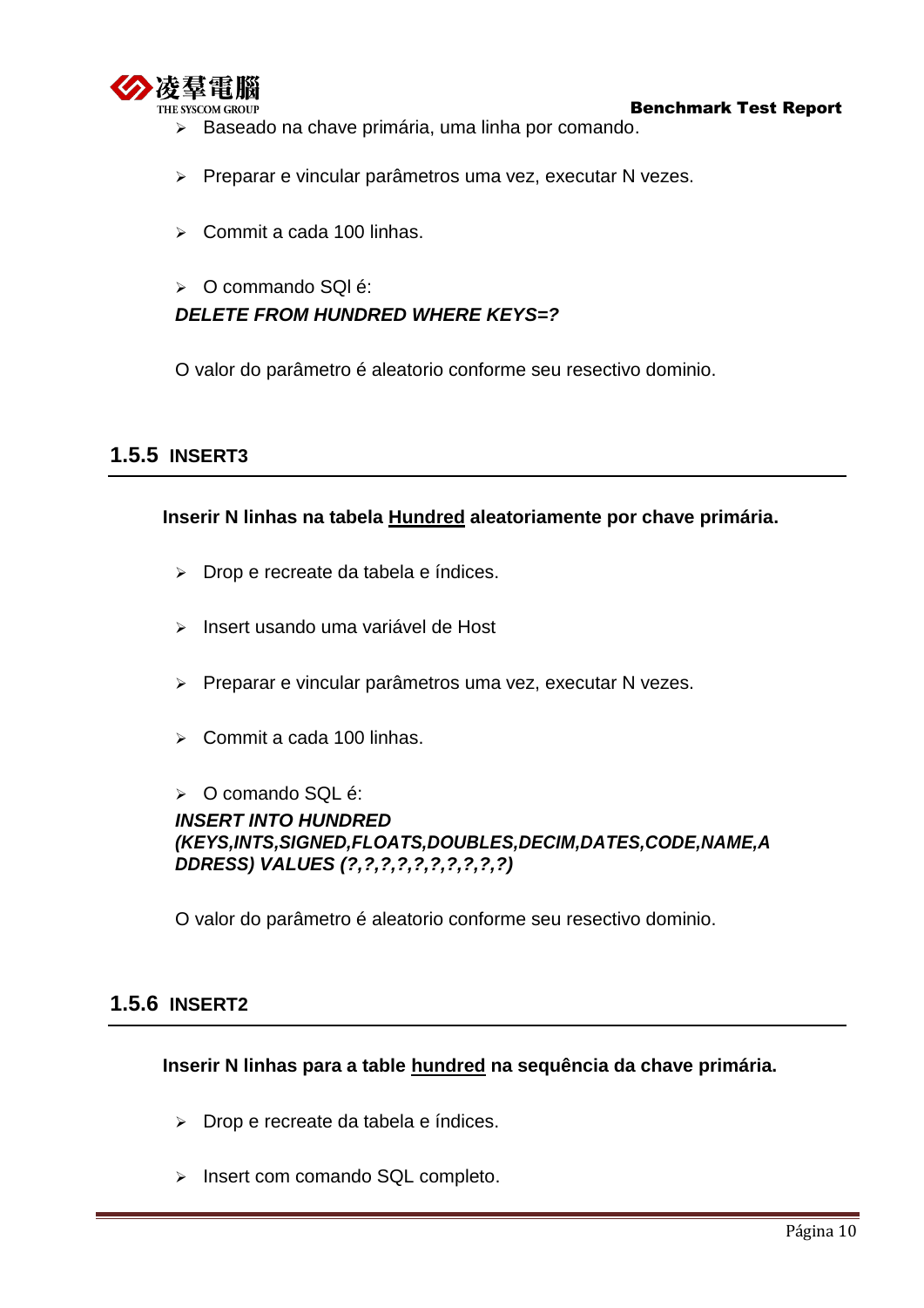- Baseado na chave primária, uma linha por comando.

- Preparar e vincular parâmetros uma vez, executar N vezes.

- Commit a cada 100 linhas.

- O commando SQl é:

***DELETE FROM HUNDRED WHERE KEYS=?***

O valor do parâmetro é aleatorio conforme seu resectivo dominio.

### 1.5.5 INSERT3

**Inserir N linhas na tabela <u>Hundred</u> aleatoriamente por chave primária.**

- Drop e recreate da tabela e índices.

- Insert usando uma variável de Host

- Preparar e vincular parâmetros uma vez, executar N vezes.

- Commit a cada 100 linhas.

- O comando SQL é:

***INSERT INTO HUNDRED (KEYS,INTS,SIGNED,FLOATS,DOUBLES,DECIM,DATES,CODE,NAME,ADDRESS) VALUES (?,?,?,?,?,?,?,?,?,?)***

O valor do parâmetro é aleatorio conforme seu resectivo dominio.

### 1.5.6 INSERT2

**Inserir N linhas para a table <u>hundred</u> na sequência da chave primária.**

- Drop e recreate da tabela e índices.

- Insert com comando SQL completo.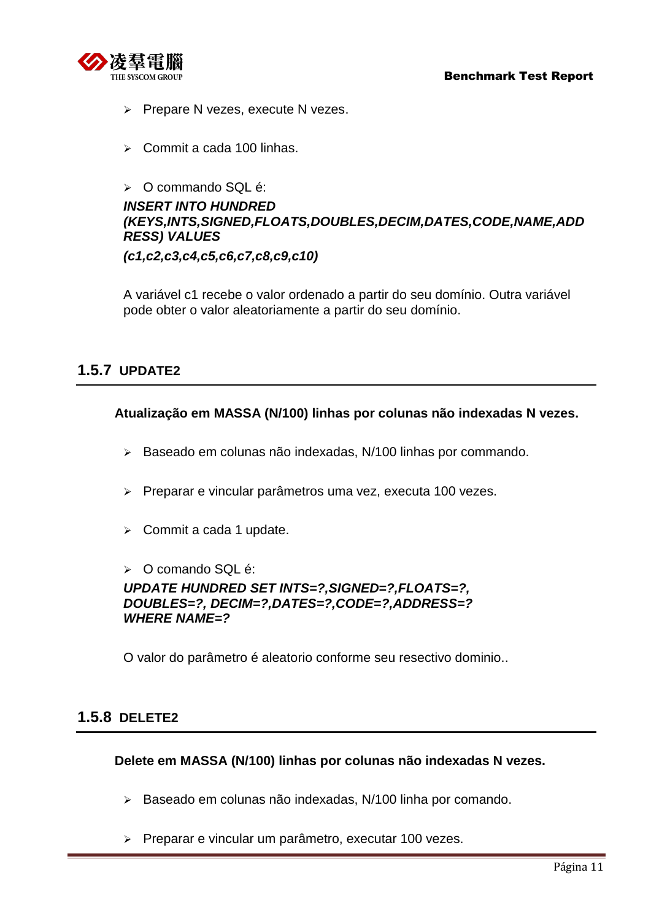- Prepare N vezes, execute N vezes.

- Commit a cada 100 linhas.

- O commando SQL é:

***INSERT INTO HUNDRED (KEYS,INTS,SIGNED,FLOATS,DOUBLES,DECIM,DATES,CODE,NAME,ADDRESS) VALUES***

***(c1,c2,c3,c4,c5,c6,c7,c8,c9,c10)***

A variável c1 recebe o valor ordenado a partir do seu domínio. Outra variável pode obter o valor aleatoriamente a partir do seu domínio.

### 1.5.7 UPDATE2

**Atualização em MASSA (N/100) linhas por colunas não indexadas N vezes.**

- Baseado em colunas não indexadas, N/100 linhas por commando.

- Preparar e vincular parâmetros uma vez, executa 100 vezes.

- Commit a cada 1 update.

- O comando SQL é:

***UPDATE HUNDRED SET INTS=?,SIGNED=?,FLOATS=?, DOUBLES=?, DECIM=?,DATES=?,CODE=?,ADDRESS=? WHERE NAME=?***

O valor do parâmetro é aleatorio conforme seu resectivo dominio..

### 1.5.8 DELETE2

**Delete em MASSA (N/100) linhas por colunas não indexadas N vezes.**

- Baseado em colunas não indexadas, N/100 linha por comando.

- Preparar e vincular um parâmetro, executar 100 vezes.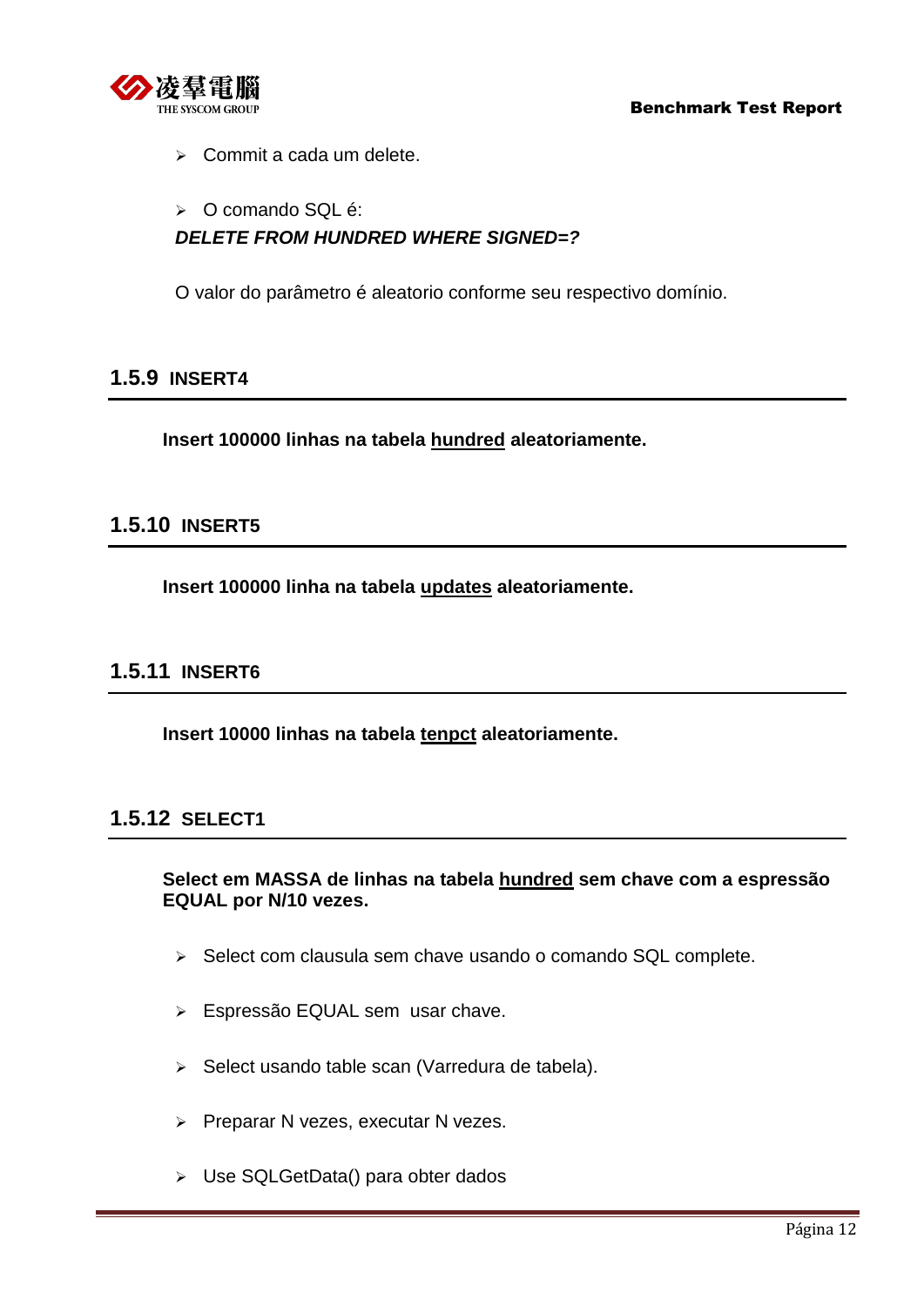- Commit a cada um delete.

- O comando SQL é:

***DELETE FROM HUNDRED WHERE SIGNED=?***

O valor do parâmetro é aleatorio conforme seu respectivo domínio.

### 1.5.9 INSERT4

**Insert 100000 linhas na tabela <u>hundred</u> aleatoriamente.**

### 1.5.10 INSERT5

**Insert 100000 linha na tabela <u>updates</u> aleatoriamente.**

### 1.5.11 INSERT6

**Insert 10000 linhas na tabela <u>tenpct</u> aleatoriamente.**

### 1.5.12 SELECT1

**Select em MASSA de linhas na tabela <u>hundred</u> sem chave com a espressão EQUAL por N/10 vezes.**

- Select com clausula sem chave usando o comando SQL complete.

- Espressão EQUAL sem  usar chave.

- Select usando table scan (Varredura de tabela).

- Preparar N vezes, executar N vezes.

- Use SQLGetData() para obter dados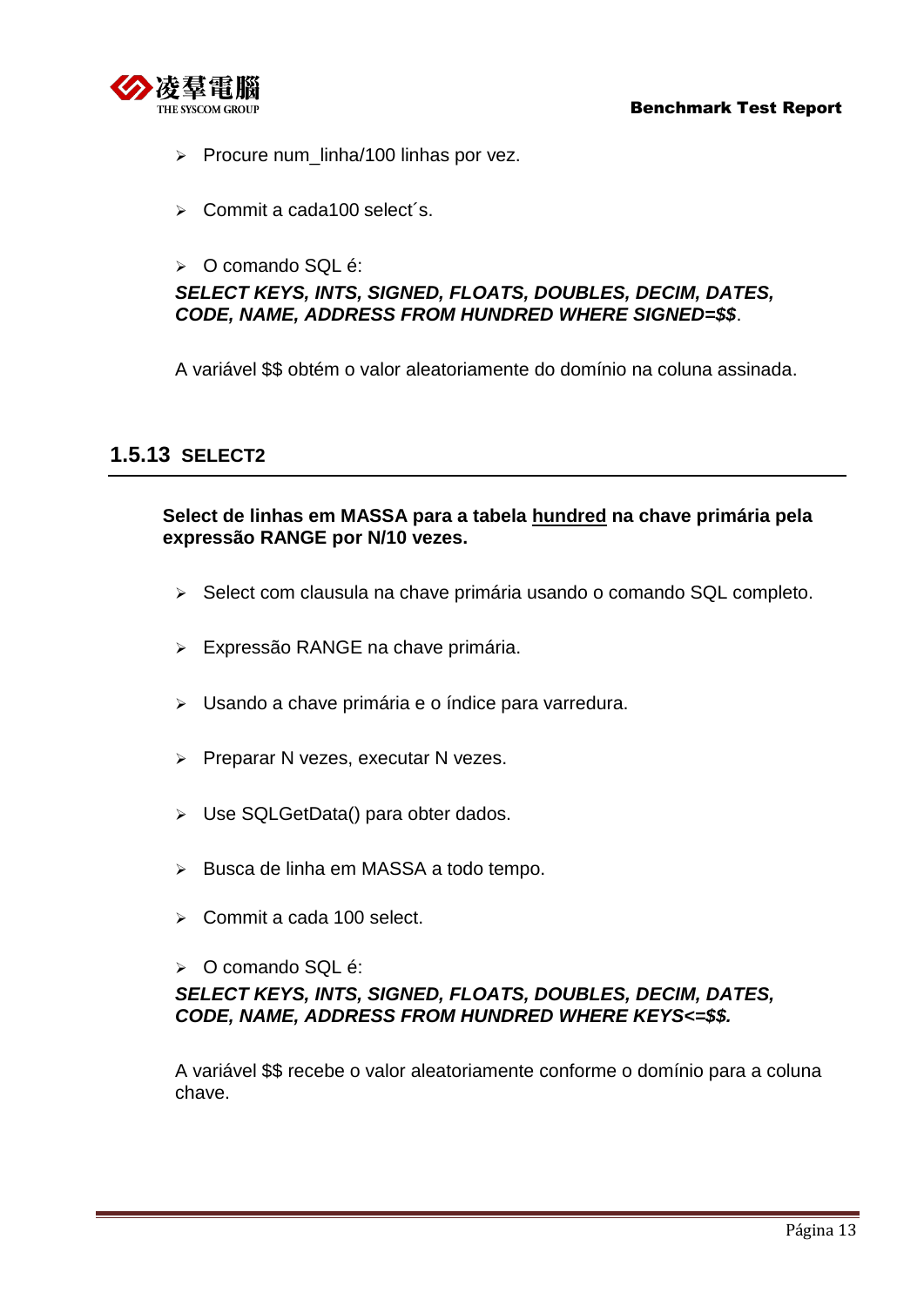- Procure num_linha/100 linhas por vez.

- Commit a cada100 select´s.

- O comando SQL é:

***SELECT KEYS, INTS, SIGNED, FLOATS, DOUBLES, DECIM, DATES, CODE, NAME, ADDRESS FROM HUNDRED WHERE SIGNED=$$***.

A variável $$ obtém o valor aleatoriamente do domínio na coluna assinada.

### 1.5.13 SELECT2

**Select de linhas em MASSA para a tabela <u>hundred</u> na chave primária pela expressão RANGE por N/10 vezes.**

- Select com clausula na chave primária usando o comando SQL completo.

- Expressão RANGE na chave primária.

- Usando a chave primária e o índice para varredura.

- Preparar N vezes, executar N vezes.

- Use SQLGetData() para obter dados.

- Busca de linha em MASSA a todo tempo.

- Commit a cada 100 select.

- O comando SQL é:

***SELECT KEYS, INTS, SIGNED, FLOATS, DOUBLES, DECIM, DATES, CODE, NAME, ADDRESS FROM HUNDRED WHERE KEYS<=$$.***

A variável $$ recebe o valor aleatoriamente conforme o domínio para a coluna chave.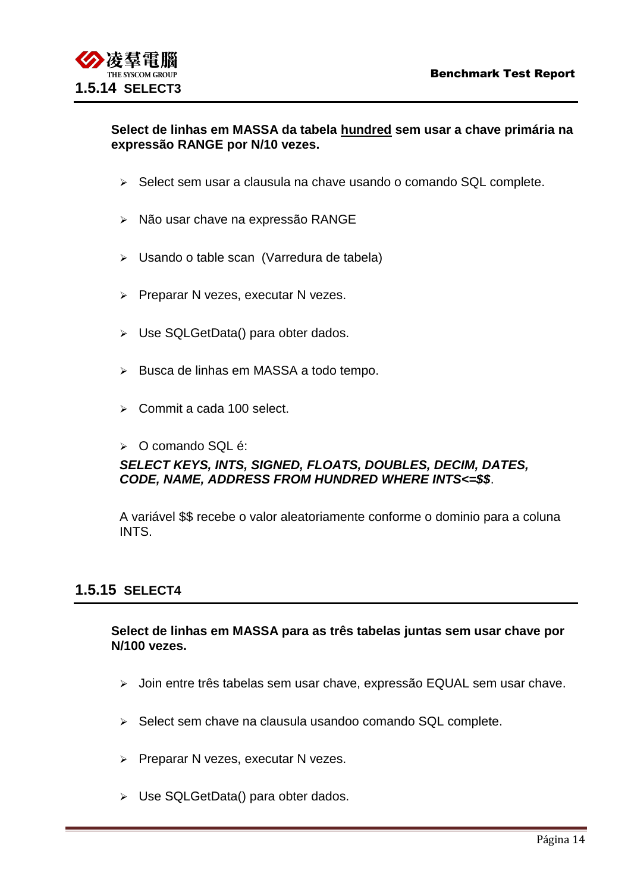### 1.5.14 SELECT3

**Select de linhas em MASSA da tabela <u>hundred</u> sem usar a chave primária na expressão RANGE por N/10 vezes.**

- Select sem usar a clausula na chave usando o comando SQL complete.
- Não usar chave na expressão RANGE
- Usando o table scan  (Varredura de tabela)
- Preparar N vezes, executar N vezes.
- Use SQLGetData() para obter dados.
- Busca de linhas em MASSA a todo tempo.
- Commit a cada 100 select.
- O comando SQL é:

***SELECT KEYS, INTS, SIGNED, FLOATS, DOUBLES, DECIM, DATES, CODE, NAME, ADDRESS FROM HUNDRED WHERE INTS<=$$***.

A variável $$ recebe o valor aleatoriamente conforme o dominio para a coluna INTS.

### 1.5.15 SELECT4

**Select de linhas em MASSA para as três tabelas juntas sem usar chave por N/100 vezes.**

- Join entre três tabelas sem usar chave, expressão EQUAL sem usar chave.
- Select sem chave na clausula usandoo comando SQL complete.
- Preparar N vezes, executar N vezes.
- Use SQLGetData() para obter dados.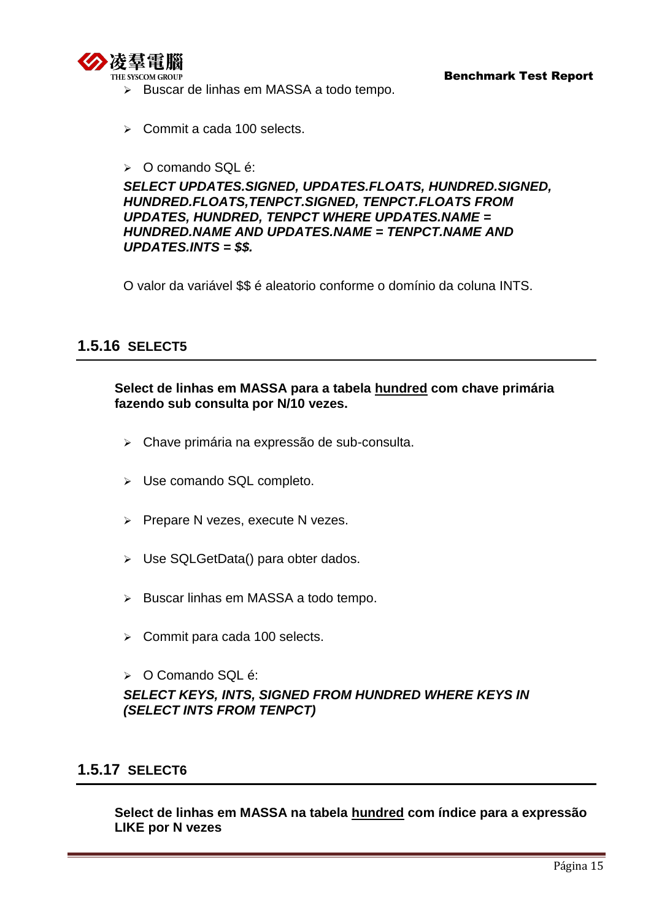- Buscar de linhas em MASSA a todo tempo.

- Commit a cada 100 selects.

- O comando SQL é:

  ***SELECT UPDATES.SIGNED, UPDATES.FLOATS, HUNDRED.SIGNED, HUNDRED.FLOATS,TENPCT.SIGNED, TENPCT.FLOATS FROM UPDATES, HUNDRED, TENPCT WHERE UPDATES.NAME = HUNDRED.NAME AND UPDATES.NAME = TENPCT.NAME AND UPDATES.INTS = $$.***

  O valor da variável $$ é aleatorio conforme o domínio da coluna INTS.

## 1.5.16 SELECT5

**Select de linhas em MASSA para a tabela <u>hundred</u> com chave primária fazendo sub consulta por N/10 vezes.**

- Chave primária na expressão de sub-consulta.

- Use comando SQL completo.

- Prepare N vezes, execute N vezes.

- Use SQLGetData() para obter dados.

- Buscar linhas em MASSA a todo tempo.

- Commit para cada 100 selects.

- O Comando SQL é:

  ***SELECT KEYS, INTS, SIGNED FROM HUNDRED WHERE KEYS IN (SELECT INTS FROM TENPCT)***

## 1.5.17 SELECT6

**Select de linhas em MASSA na tabela <u>hundred</u> com índice para a expressão LIKE por N vezes**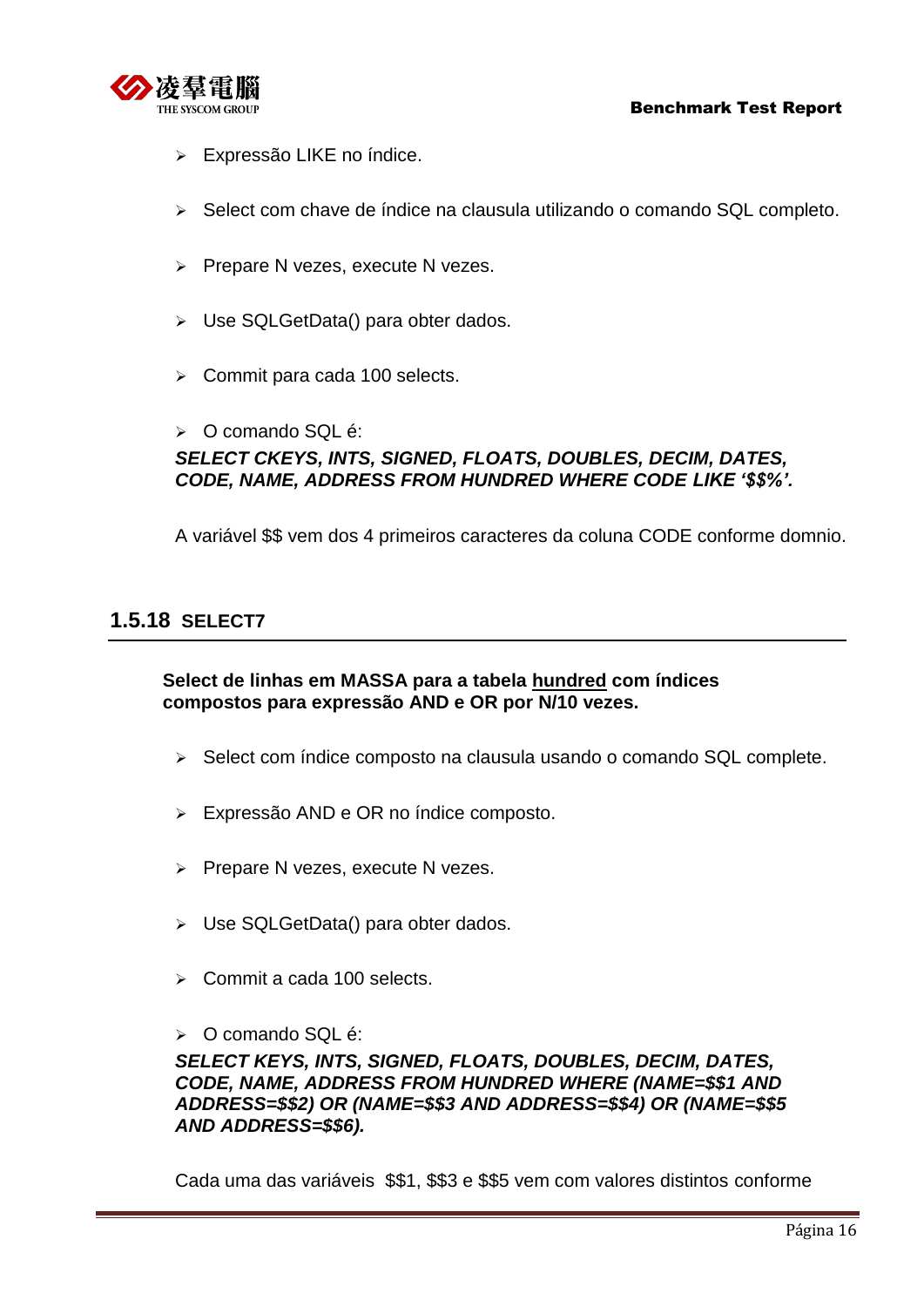- Expressão LIKE no índice.
- Select com chave de índice na clausula utilizando o comando SQL completo.
- Prepare N vezes, execute N vezes.
- Use SQLGetData() para obter dados.
- Commit para cada 100 selects.
- O comando SQL é:

***SELECT CKEYS, INTS, SIGNED, FLOATS, DOUBLES, DECIM, DATES, CODE, NAME, ADDRESS FROM HUNDRED WHERE CODE LIKE '$$%'.***

A variável $$ vem dos 4 primeiros caracteres da coluna CODE conforme domnio.

### 1.5.18 SELECT7

**Select de linhas em MASSA para a tabela <u>hundred</u> com índices compostos para expressão AND e OR por N/10 vezes.**

- Select com índice composto na clausula usando o comando SQL complete.
- Expressão AND e OR no índice composto.
- Prepare N vezes, execute N vezes.
- Use SQLGetData() para obter dados.
- Commit a cada 100 selects.
- O comando SQL é:

***SELECT KEYS, INTS, SIGNED, FLOATS, DOUBLES, DECIM, DATES, CODE, NAME, ADDRESS FROM HUNDRED WHERE (NAME=$$1 AND ADDRESS=$$2) OR (NAME=$$3 AND ADDRESS=$$4) OR (NAME=$$5 AND ADDRESS=$$6).***

Cada uma das variáveis $$1, $$3 e $$5 vem com valores distintos conforme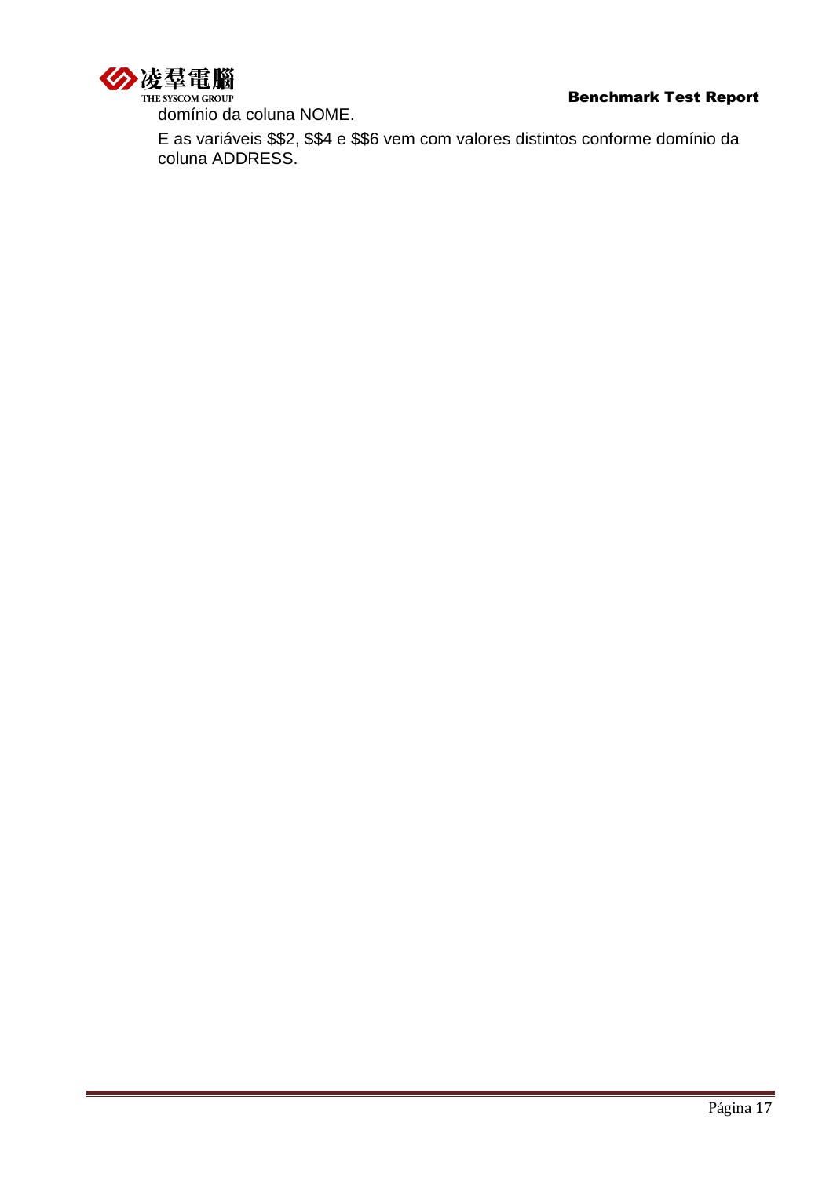domínio da coluna NOME.

E as variáveis $$2, $$4 e $$6 vem com valores distintos conforme domínio da coluna ADDRESS.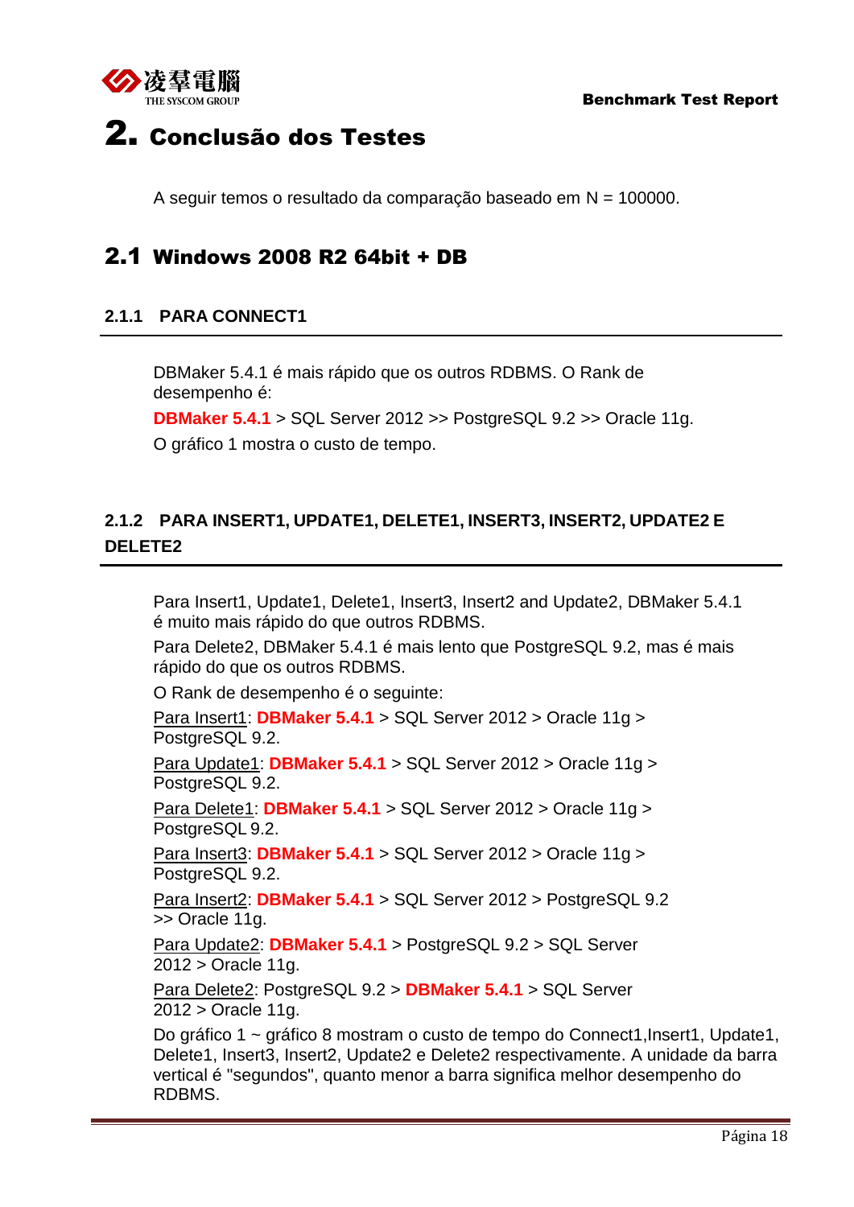# 2. Conclusão dos Testes

A seguir temos o resultado da comparação baseado em N = 100000.

## 2.1 Windows 2008 R2 64bit + DB

### 2.1.1 PARA CONNECT1

DBMaker 5.4.1 é mais rápido que os outros RDBMS. O Rank de desempenho é:

**DBMaker 5.4.1** > SQL Server 2012 >> PostgreSQL 9.2 >> Oracle 11g.

O gráfico 1 mostra o custo de tempo.

### 2.1.2 PARA INSERT1, UPDATE1, DELETE1, INSERT3, INSERT2, UPDATE2 E DELETE2

Para Insert1, Update1, Delete1, Insert3, Insert2 and Update2, DBMaker 5.4.1 é muito mais rápido do que outros RDBMS.

Para Delete2, DBMaker 5.4.1 é mais lento que PostgreSQL 9.2, mas é mais rápido do que os outros RDBMS.

O Rank de desempenho é o seguinte:

Para Insert1: **DBMaker 5.4.1** > SQL Server 2012 > Oracle 11g > PostgreSQL 9.2.

Para Update1: **DBMaker 5.4.1** > SQL Server 2012 > Oracle 11g > PostgreSQL 9.2.

Para Delete1: **DBMaker 5.4.1** > SQL Server 2012 > Oracle 11g > PostgreSQL 9.2.

Para Insert3: **DBMaker 5.4.1** > SQL Server 2012 > Oracle 11g > PostgreSQL 9.2.

Para Insert2: **DBMaker 5.4.1** > SQL Server 2012 > PostgreSQL 9.2 >> Oracle 11g.

Para Update2: **DBMaker 5.4.1** > PostgreSQL 9.2 > SQL Server 2012 > Oracle 11g.

Para Delete2: PostgreSQL 9.2 > **DBMaker 5.4.1** > SQL Server 2012 > Oracle 11g.

Do gráfico 1 ~ gráfico 8 mostram o custo de tempo do Connect1,Insert1, Update1, Delete1, Insert3, Insert2, Update2 e Delete2 respectivamente. A unidade da barra vertical é "segundos", quanto menor a barra significa melhor desempenho do RDBMS.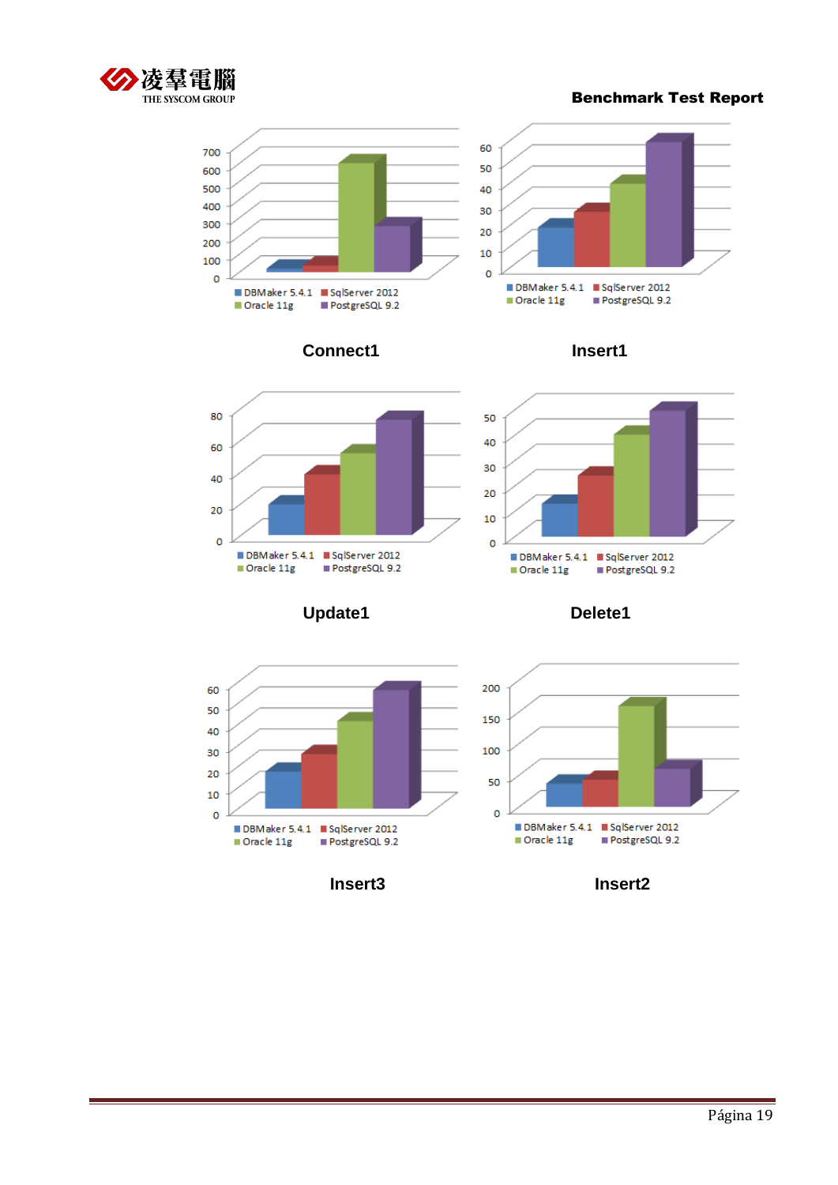700
600
500
400
300
200
100
0

DBMaker 5.4.1 SqlServer 2012
Oracle 11g PostgreSQL 9.2

**Connect1**

60
50
40
30
20
10
0

DBMaker 5.4.1 SqlServer 2012
Oracle 11g PostgreSQL 9.2

**Insert1**

80
60
40
20
0

DBMaker 5.4.1 SqlServer 2012
Oracle 11g PostgreSQL 9.2

**Update1**

50
40
30
20
10
0

DBMaker 5.4.1 SqlServer 2012
Oracle 11g PostgreSQL 9.2

**Delete1**

60
50
40
30
20
10
0

DBMaker 5.4.1 SqlServer 2012
Oracle 11g PostgreSQL 9.2

**Insert3**

200
150
100
50
0

DBMaker 5.4.1 SqlServer 2012
Oracle 11g PostgreSQL 9.2

**Insert2**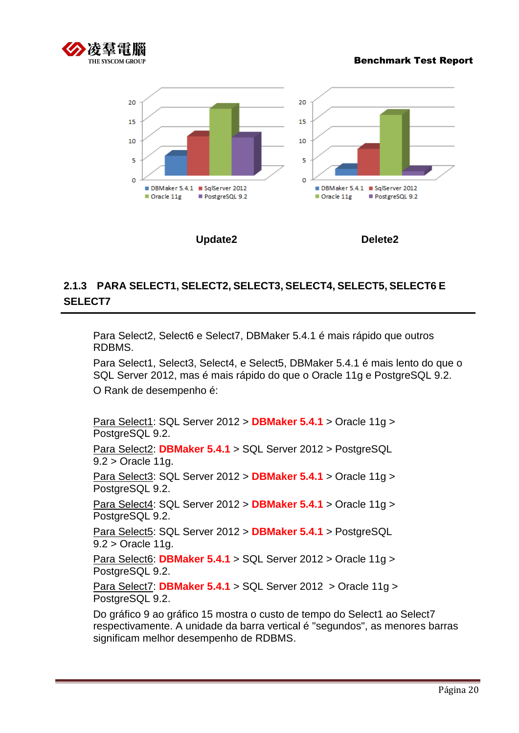Update2

Delete2

### 2.1.3 PARA SELECT1, SELECT2, SELECT3, SELECT4, SELECT5, SELECT6 E SELECT7

Para Select2, Select6 e Select7, DBMaker 5.4.1 é mais rápido que outros RDBMS.

Para Select1, Select3, Select4, e Select5, DBMaker 5.4.1 é mais lento do que o SQL Server 2012, mas é mais rápido do que o Oracle 11g e PostgreSQL 9.2.

O Rank de desempenho é:

Para Select1: SQL Server 2012 > **DBMaker 5.4.1** > Oracle 11g > PostgreSQL 9.2.

Para Select2: **DBMaker 5.4.1** > SQL Server 2012 > PostgreSQL 9.2 > Oracle 11g.

Para Select3: SQL Server 2012 > **DBMaker 5.4.1** > Oracle 11g > PostgreSQL 9.2.

Para Select4: SQL Server 2012 > **DBMaker 5.4.1** > Oracle 11g > PostgreSQL 9.2.

Para Select5: SQL Server 2012 > **DBMaker 5.4.1** > PostgreSQL 9.2 > Oracle 11g.

Para Select6: **DBMaker 5.4.1** > SQL Server 2012 > Oracle 11g > PostgreSQL 9.2.

Para Select7: **DBMaker 5.4.1** > SQL Server 2012 > Oracle 11g > PostgreSQL 9.2.

Do gráfico 9 ao gráfico 15 mostra o custo de tempo do Select1 ao Select7 respectivamente. A unidade da barra vertical é "segundos", as menores barras significam melhor desempenho de RDBMS.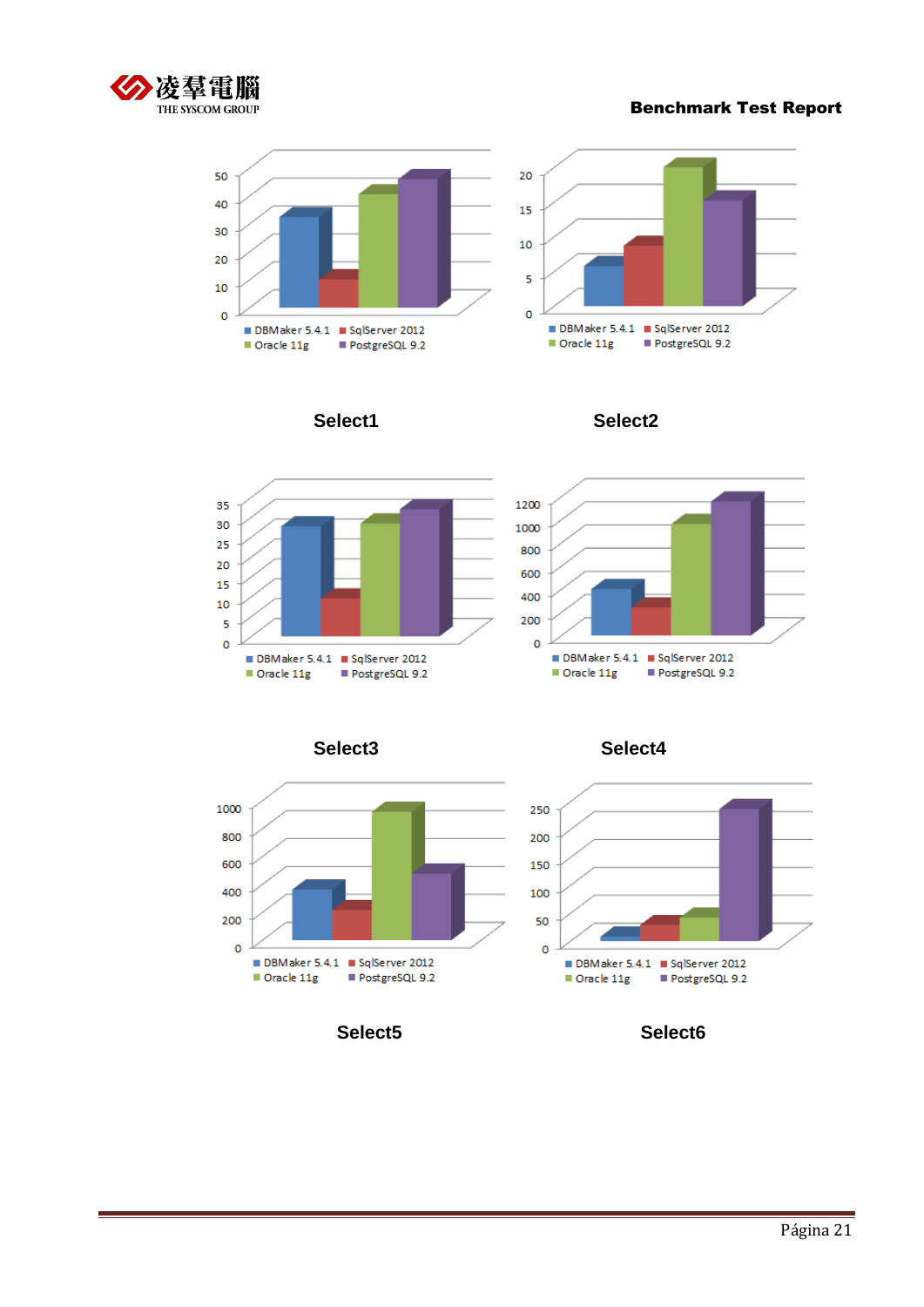DBMaker 5.4.1 | SqlServer 2012 | Oracle 11g | PostgreSQL 9.2

**Select1**

DBMaker 5.4.1 | SqlServer 2012 | Oracle 11g | PostgreSQL 9.2

**Select2**

DBMaker 5.4.1 | SqlServer 2012 | Oracle 11g | PostgreSQL 9.2

**Select3**

DBMaker 5.4.1 | SqlServer 2012 | Oracle 11g | PostgreSQL 9.2

**Select4**

DBMaker 5.4.1 | SqlServer 2012 | Oracle 11g | PostgreSQL 9.2

**Select5**

DBMaker 5.4.1 | SqlServer 2012 | Oracle 11g | PostgreSQL 9.2

**Select6**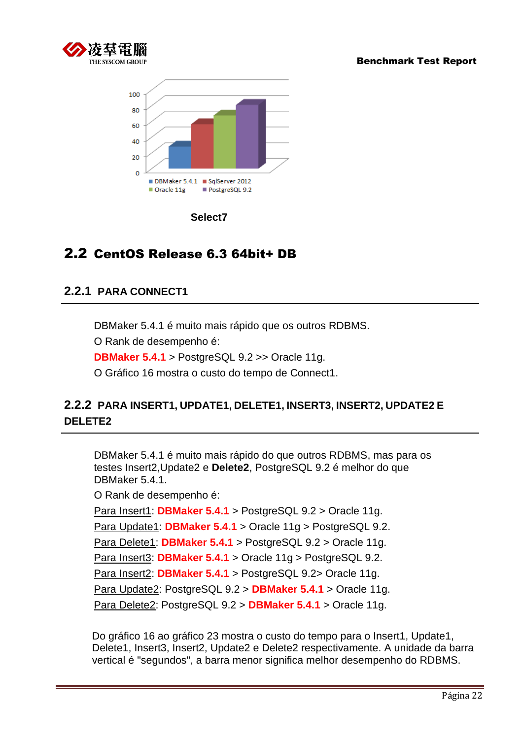Select7

## 2.2 CentOS Release 6.3 64bit+ DB

### 2.2.1 PARA CONNECT1

DBMaker 5.4.1 é muito mais rápido que os outros RDBMS.

O Rank de desempenho é:

**DBMaker 5.4.1** > PostgreSQL 9.2 >> Oracle 11g.

O Gráfico 16 mostra o custo do tempo de Connect1.

### 2.2.2 PARA INSERT1, UPDATE1, DELETE1, INSERT3, INSERT2, UPDATE2 E DELETE2

DBMaker 5.4.1 é muito mais rápido do que outros RDBMS, mas para os testes Insert2,Update2 e **Delete2**, PostgreSQL 9.2 é melhor do que DBMaker 5.4.1.

O Rank de desempenho é:

Para Insert1: **DBMaker 5.4.1** > PostgreSQL 9.2 > Oracle 11g.

Para Update1: **DBMaker 5.4.1** > Oracle 11g > PostgreSQL 9.2.

Para Delete1: **DBMaker 5.4.1** > PostgreSQL 9.2 > Oracle 11g.

Para Insert3: **DBMaker 5.4.1** > Oracle 11g > PostgreSQL 9.2.

Para Insert2: **DBMaker 5.4.1** > PostgreSQL 9.2> Oracle 11g.

Para Update2: PostgreSQL 9.2 > **DBMaker 5.4.1** > Oracle 11g.

Para Delete2: PostgreSQL 9.2 > **DBMaker 5.4.1** > Oracle 11g.

Do gráfico 16 ao gráfico 23 mostra o custo do tempo para o Insert1, Update1, Delete1, Insert3, Insert2, Update2 e Delete2 respectivamente. A unidade da barra vertical é "segundos", a barra menor significa melhor desempenho do RDBMS.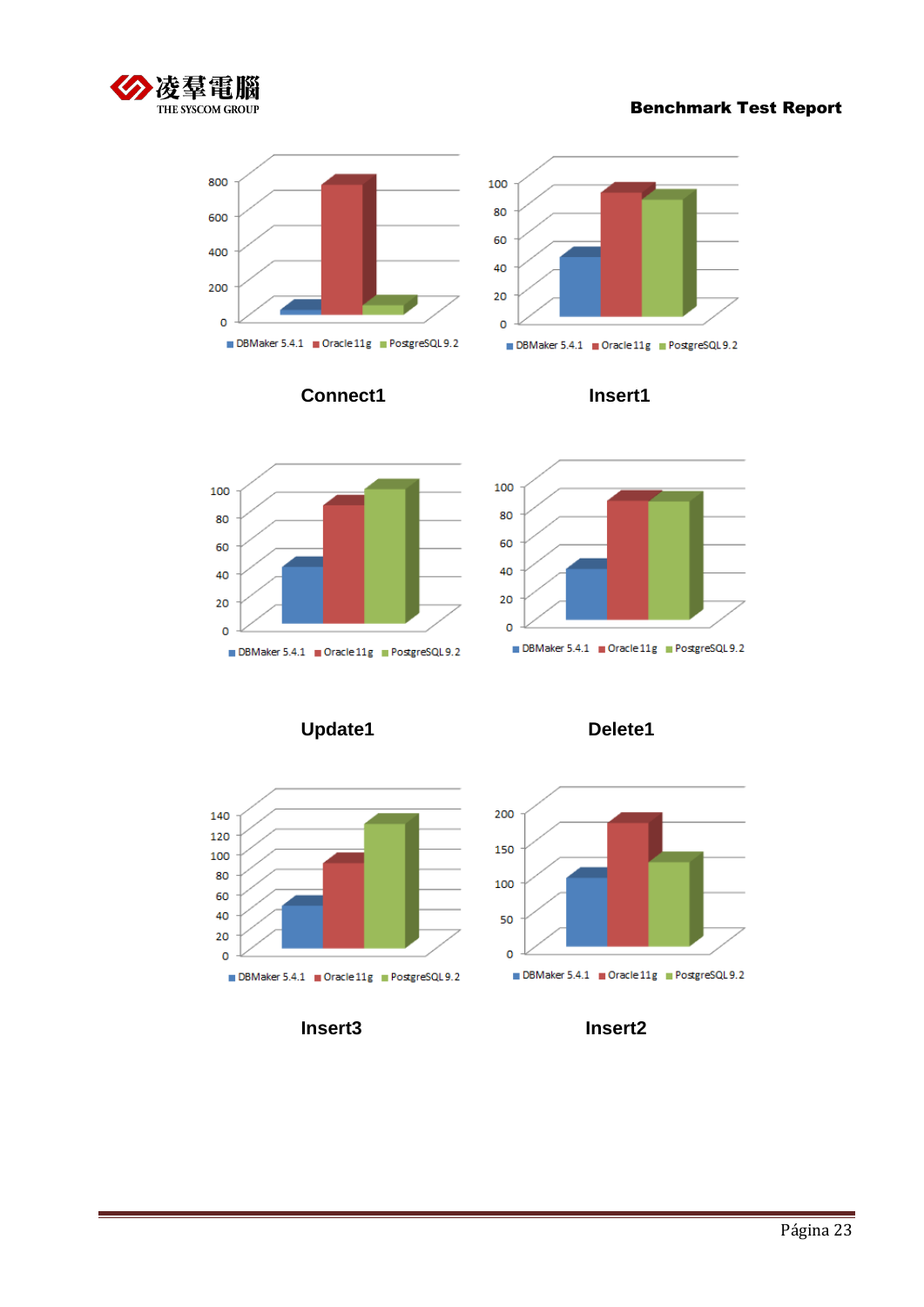Connect1

Insert1

Update1

Delete1

Insert3

Insert2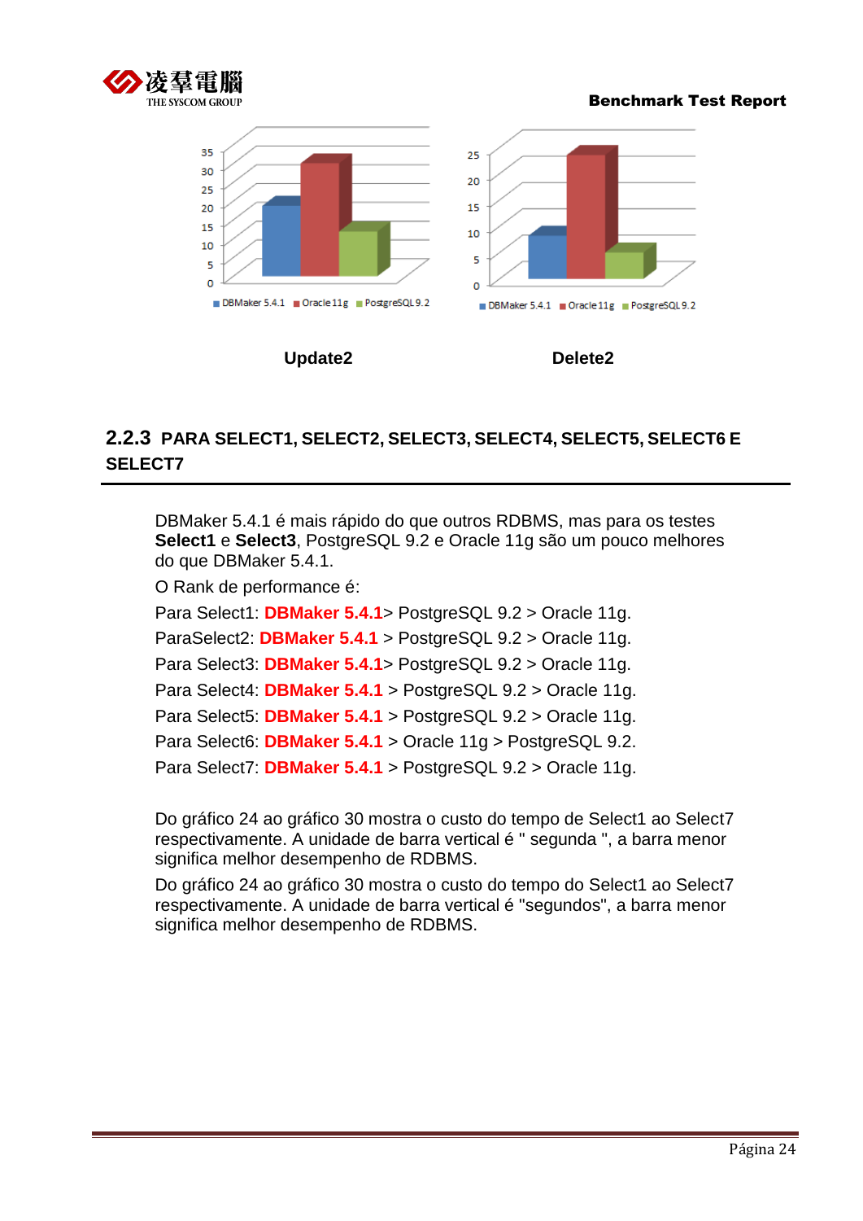Update2

Delete2

## 2.2.3 PARA SELECT1, SELECT2, SELECT3, SELECT4, SELECT5, SELECT6 E SELECT7

DBMaker 5.4.1 é mais rápido do que outros RDBMS, mas para os testes **Select1** e **Select3**, PostgreSQL 9.2 e Oracle 11g são um pouco melhores do que DBMaker 5.4.1.

O Rank de performance é:

Para Select1: **DBMaker 5.4.1**> PostgreSQL 9.2 > Oracle 11g.

ParaSelect2: **DBMaker 5.4.1** > PostgreSQL 9.2 > Oracle 11g.

Para Select3: **DBMaker 5.4.1**> PostgreSQL 9.2 > Oracle 11g.

Para Select4: **DBMaker 5.4.1** > PostgreSQL 9.2 > Oracle 11g.

Para Select5: **DBMaker 5.4.1** > PostgreSQL 9.2 > Oracle 11g.

Para Select6: **DBMaker 5.4.1** > Oracle 11g > PostgreSQL 9.2.

Para Select7: **DBMaker 5.4.1** > PostgreSQL 9.2 > Oracle 11g.

Do gráfico 24 ao gráfico 30 mostra o custo do tempo de Select1 ao Select7 respectivamente. A unidade de barra vertical é " segunda ", a barra menor significa melhor desempenho de RDBMS.

Do gráfico 24 ao gráfico 30 mostra o custo do tempo do Select1 ao Select7 respectivamente. A unidade de barra vertical é "segundos", a barra menor significa melhor desempenho de RDBMS.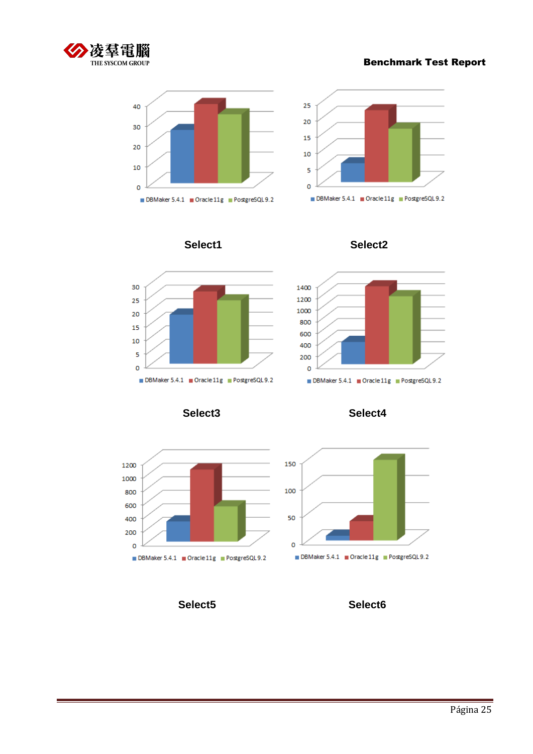Select1

Select2

Select3

Select4

Select5

Select6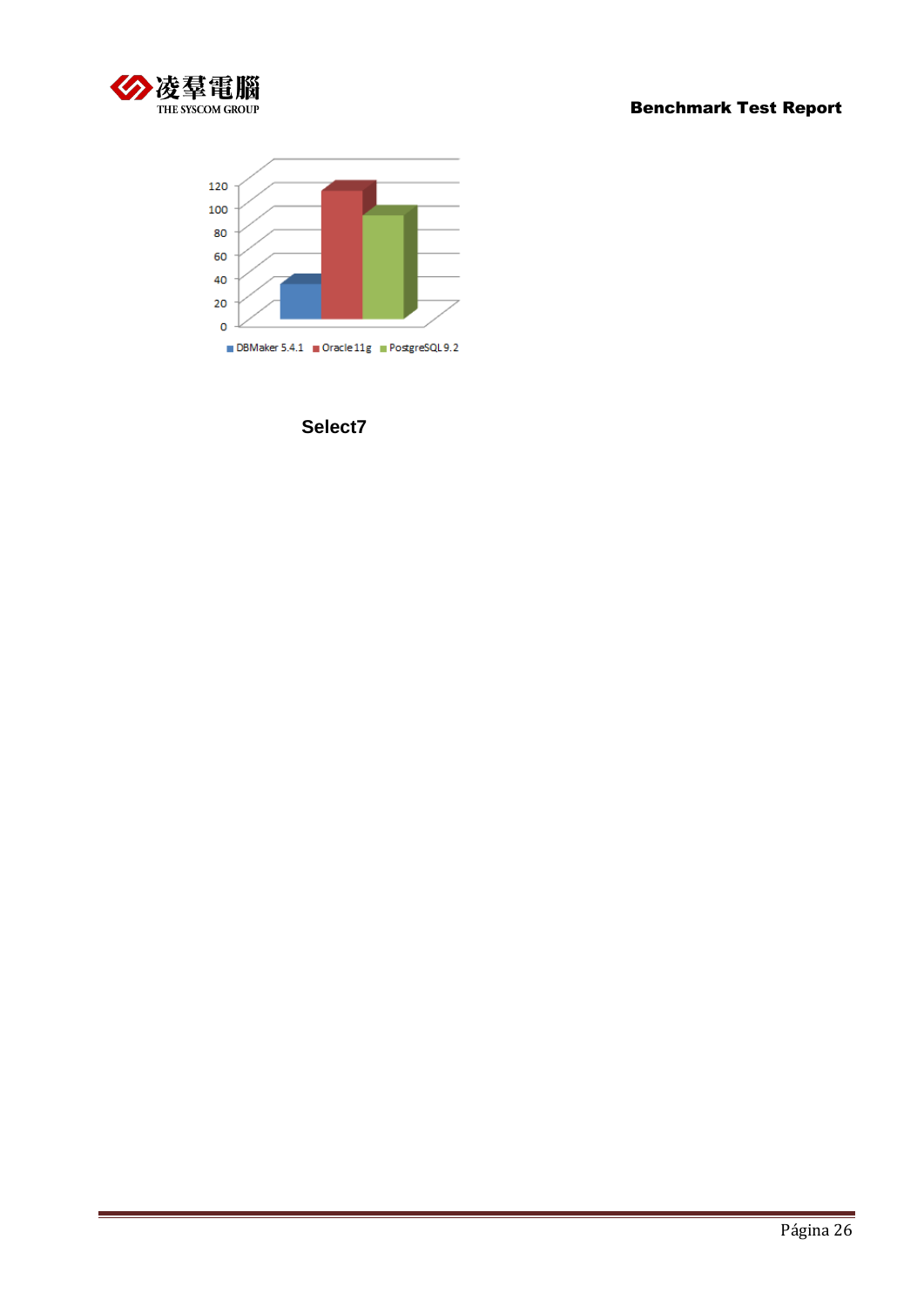120
100
80
60
40
20
0

DBMaker 5.4.1 | Oracle 11g | PostgreSQL 9.2

**Select7**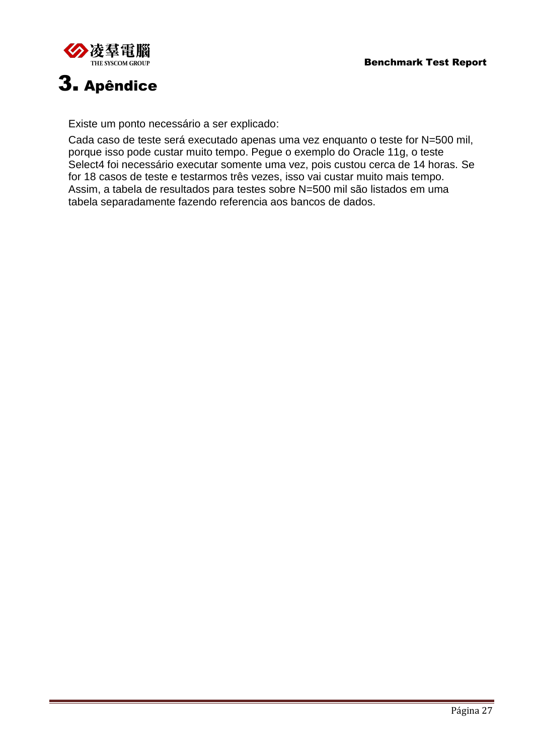# 3. Apêndice

Existe um ponto necessário a ser explicado:

Cada caso de teste será executado apenas uma vez enquanto o teste for N=500 mil, porque isso pode custar muito tempo. Pegue o exemplo do Oracle 11g, o teste Select4 foi necessário executar somente uma vez, pois custou cerca de 14 horas. Se for 18 casos de teste e testarmos três vezes, isso vai custar muito mais tempo. Assim, a tabela de resultados para testes sobre N=500 mil são listados em uma tabela separadamente fazendo referencia aos bancos de dados.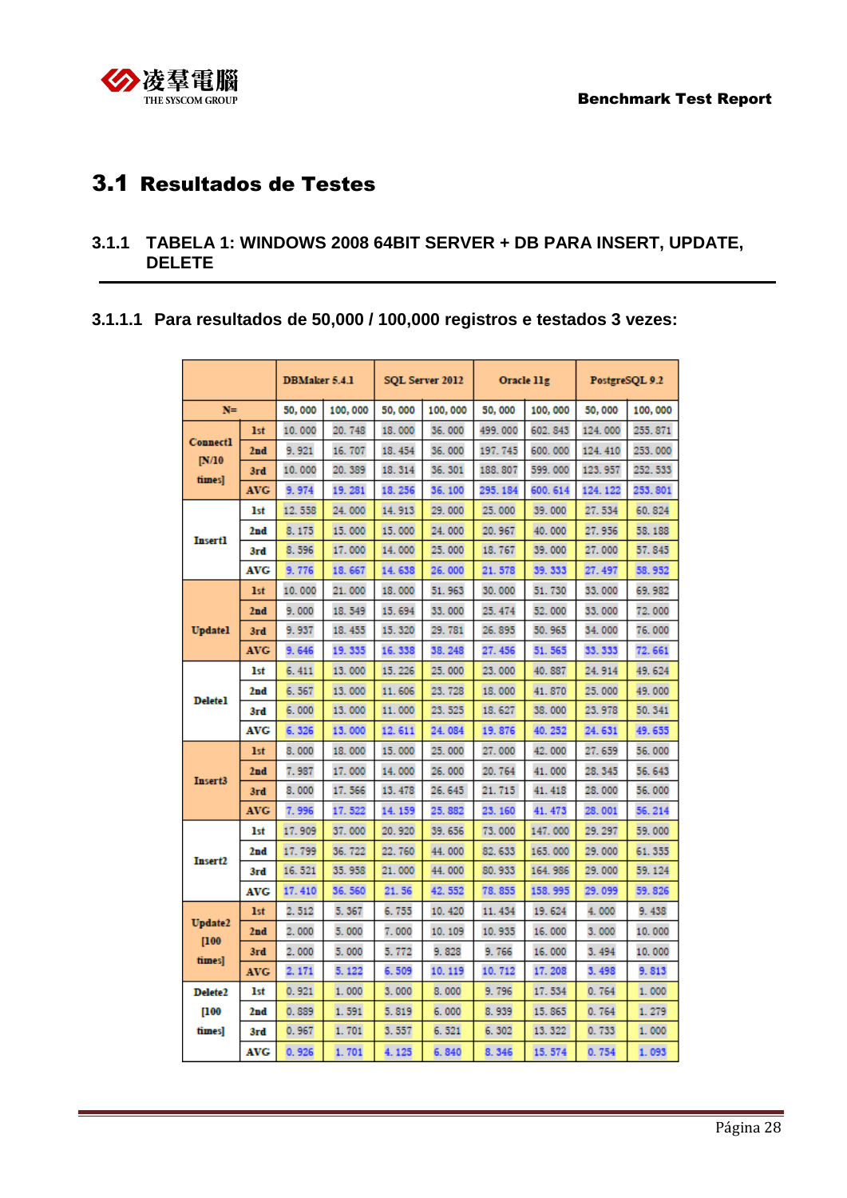# 3.1 Resultados de Testes

## 3.1.1 TABELA 1: WINDOWS 2008 64BIT SERVER + DB PARA INSERT, UPDATE, DELETE

### 3.1.1.1 Para resultados de 50,000 / 100,000 registros e testados 3 vezes:

| | | DBMaker 5.4.1 | | SQL Server 2012 | | Oracle 11g | | PostgreSQL 9.2 | |
|---|---|---|---|---|---|---|---|---|---|
| N= | | 50, 000 | 100, 000 | 50, 000 | 100, 000 | 50, 000 | 100, 000 | 50, 000 | 100, 000 |
| Connect1 [N/10 times] | 1st | 10. 000 | 20. 748 | 18. 000 | 36. 000 | 499. 000 | 602. 843 | 124. 000 | 255. 871 |
| | 2nd | 9. 921 | 16. 707 | 18. 454 | 36. 000 | 197. 745 | 600. 000 | 124. 410 | 253. 000 |
| | 3rd | 10. 000 | 20. 389 | 18. 314 | 36. 301 | 188. 807 | 599. 000 | 123. 957 | 252. 533 |
| | AVG | 9. 974 | 19. 281 | 18. 256 | 36. 100 | 295. 184 | 600. 614 | 124. 122 | 253. 801 |
| Insert1 | 1st | 12. 558 | 24. 000 | 14. 913 | 29. 000 | 25. 000 | 39. 000 | 27. 534 | 60. 824 |
| | 2nd | 8. 175 | 15. 000 | 15. 000 | 24. 000 | 20. 967 | 40. 000 | 27. 956 | 58. 188 |
| | 3rd | 8. 596 | 17. 000 | 14. 000 | 25. 000 | 18. 767 | 39. 000 | 27. 000 | 57. 845 |
| | AVG | 9. 776 | 18. 667 | 14. 638 | 26. 000 | 21. 578 | 39. 333 | 27. 497 | 58. 952 |
| Update1 | 1st | 10. 000 | 21. 000 | 18. 000 | 51. 963 | 30. 000 | 51. 730 | 33. 000 | 69. 982 |
| | 2nd | 9. 000 | 18. 549 | 15. 694 | 33. 000 | 25. 474 | 52. 000 | 33. 000 | 72. 000 |
| | 3rd | 9. 937 | 18. 455 | 15. 320 | 29. 781 | 26. 895 | 50. 965 | 34. 000 | 76. 000 |
| | AVG | 9. 646 | 19. 335 | 16. 338 | 38. 248 | 27. 456 | 51. 565 | 33. 333 | 72. 661 |
| Delete1 | 1st | 6. 411 | 13. 000 | 15. 226 | 25. 000 | 23. 000 | 40. 887 | 24. 914 | 49. 624 |
| | 2nd | 6. 567 | 13. 000 | 11. 606 | 23. 728 | 18. 000 | 41. 870 | 25. 000 | 49. 000 |
| | 3rd | 6. 000 | 13. 000 | 11. 000 | 23. 525 | 18. 627 | 38. 000 | 23. 978 | 50. 341 |
| | AVG | 6. 326 | 13. 000 | 12. 611 | 24. 084 | 19. 876 | 40. 252 | 24. 631 | 49. 655 |
| Insert3 | 1st | 8. 000 | 18. 000 | 15. 000 | 25. 000 | 27. 000 | 42. 000 | 27. 659 | 56. 000 |
| | 2nd | 7. 987 | 17. 000 | 14. 000 | 26. 000 | 20. 764 | 41. 000 | 28. 345 | 56. 643 |
| | 3rd | 8. 000 | 17. 566 | 13. 478 | 26. 645 | 21. 715 | 41. 418 | 28. 000 | 56. 000 |
| | AVG | 7. 996 | 17. 522 | 14. 159 | 25. 882 | 23. 160 | 41. 473 | 28. 001 | 56. 214 |
| Insert2 | 1st | 17. 909 | 37. 000 | 20. 920 | 39. 656 | 73. 000 | 147. 000 | 29. 297 | 59. 000 |
| | 2nd | 17. 799 | 36. 722 | 22. 760 | 44. 000 | 82. 633 | 165. 000 | 29. 000 | 61. 355 |
| | 3rd | 16. 521 | 35. 958 | 21. 000 | 44. 000 | 80. 933 | 164. 986 | 29. 000 | 59. 124 |
| | AVG | 17. 410 | 36. 560 | 21. 56 | 42. 552 | 78. 855 | 158. 995 | 29. 099 | 59. 826 |
| Update2 [100 times] | 1st | 2. 512 | 5. 367 | 6. 755 | 10. 420 | 11. 434 | 19. 624 | 4. 000 | 9. 438 |
| | 2nd | 2. 000 | 5. 000 | 7. 000 | 10. 109 | 10. 935 | 16. 000 | 3. 000 | 10. 000 |
| | 3rd | 2. 000 | 5. 000 | 5. 772 | 9. 828 | 9. 766 | 16. 000 | 3. 494 | 10. 000 |
| | AVG | 2. 171 | 5. 122 | 6. 509 | 10. 119 | 10. 712 | 17. 208 | 3. 498 | 9. 813 |
| Delete2 [100 times] | 1st | 0. 921 | 1. 000 | 3. 000 | 8. 000 | 9. 796 | 17. 534 | 0. 764 | 1. 000 |
| | 2nd | 0. 889 | 1. 591 | 5. 819 | 6. 000 | 8. 939 | 15. 865 | 0. 764 | 1. 279 |
| | 3rd | 0. 967 | 1. 701 | 3. 557 | 6. 521 | 6. 302 | 13. 322 | 0. 733 | 1. 000 |
| | AVG | 0. 926 | 1. 701 | 4. 125 | 6. 840 | 8. 346 | 15. 574 | 0. 754 | 1. 093 |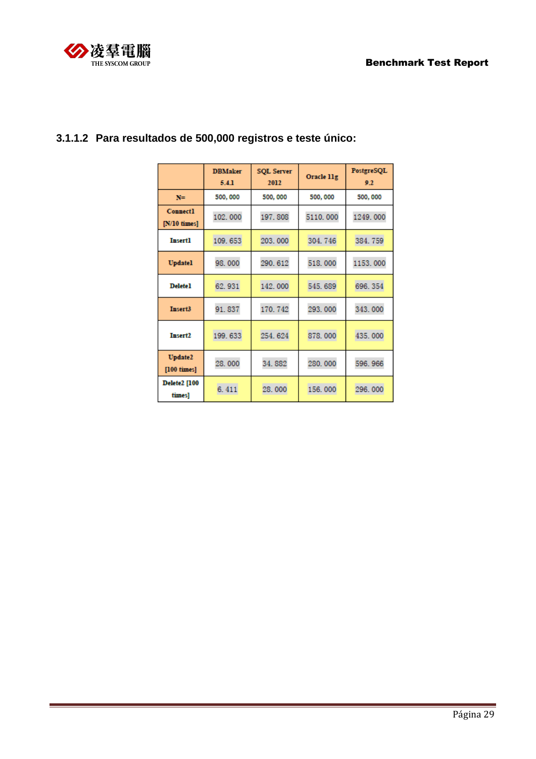### 3.1.1.2 Para resultados de 500,000 registros e teste único:

| | DBMaker 5.4.1 | SQL Server 2012 | Oracle 11g | PostgreSQL 9.2 |
|---|---|---|---|---|
| N= | 500, 000 | 500, 000 | 500, 000 | 500, 000 |
| Connect1 [N/10 times] | 102. 000 | 197. 808 | 5110. 000 | 1249. 000 |
| Insert1 | 109. 653 | 203. 000 | 304. 746 | 384. 759 |
| Update1 | 98. 000 | 290. 612 | 518. 000 | 1153. 000 |
| Delete1 | 62. 931 | 142. 000 | 545. 689 | 696. 354 |
| Insert3 | 91. 837 | 170. 742 | 293. 000 | 343. 000 |
| Insert2 | 199. 633 | 254. 624 | 878. 000 | 435. 000 |
| Update2 [100 times] | 28. 000 | 34. 882 | 280. 000 | 596. 966 |
| Delete2 [100 times] | 6. 411 | 28. 000 | 156. 000 | 296. 000 |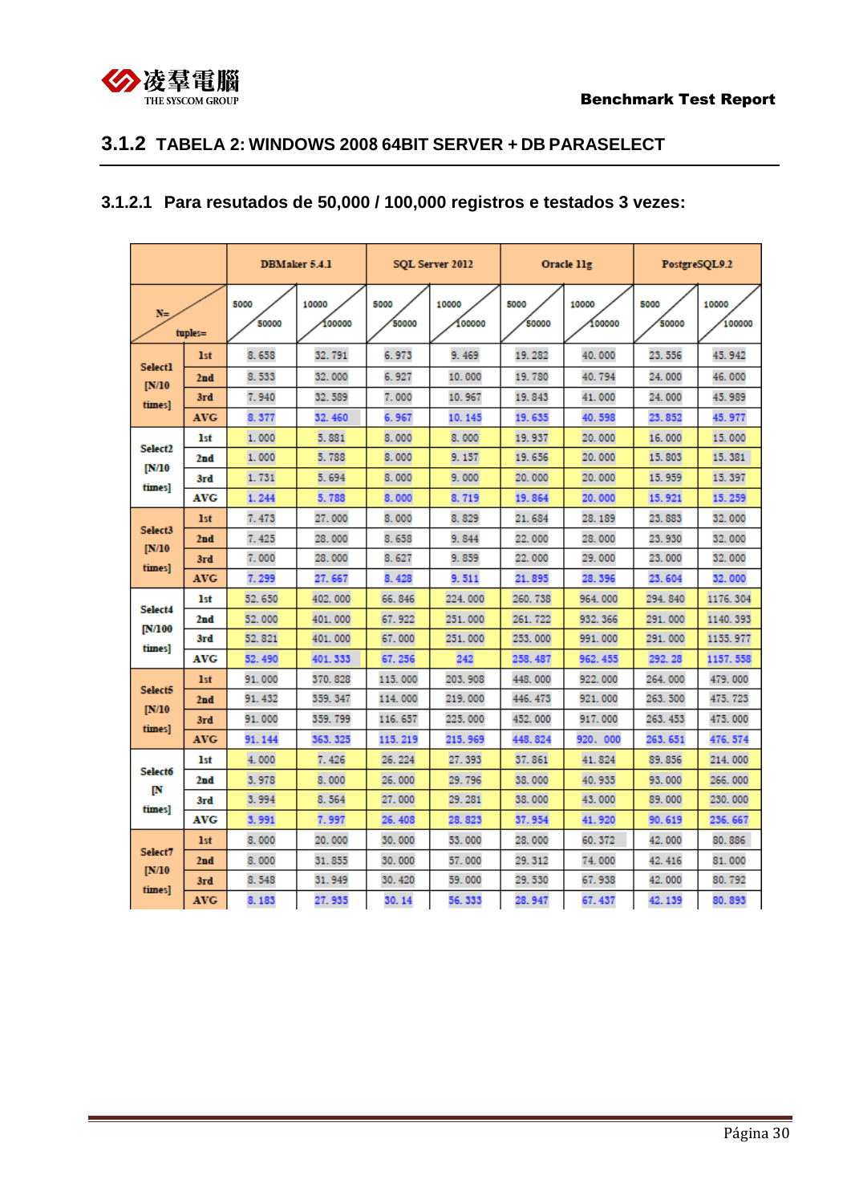## 3.1.2 TABELA 2: WINDOWS 2008 64BIT SERVER + DB PARASELECT

### 3.1.2.1 Para resutados de 50,000 / 100,000 registros e testados 3 vezes:

| N= / tuples= | | DBMaker 5.4.1 | | SQL Server 2012 | | Oracle 11g | | PostgreSQL9.2 | |
|---|---|---|---|---|---|---|---|---|---|
| | | 5000 / 50000 | 10000 / 100000 | 5000 / 50000 | 10000 / 100000 | 5000 / 50000 | 10000 / 100000 | 5000 / 50000 | 10000 / 100000 |
| Select1 [N/10 times] | 1st | 8. 658 | 32. 791 | 6. 973 | 9. 469 | 19. 282 | 40. 000 | 23. 556 | 45. 942 |
| | 2nd | 8. 533 | 32. 000 | 6. 927 | 10. 000 | 19. 780 | 40. 794 | 24. 000 | 46. 000 |
| | 3rd | 7. 940 | 32. 589 | 7. 000 | 10. 967 | 19. 843 | 41. 000 | 24. 000 | 45. 989 |
| | AVG | 8. 377 | 32. 460 | 6. 967 | 10. 145 | 19. 635 | 40. 598 | 23. 852 | 45. 977 |
| Select2 [N/10 times] | 1st | 1. 000 | 5. 881 | 8. 000 | 8. 000 | 19. 937 | 20. 000 | 16. 000 | 15. 000 |
| | 2nd | 1. 000 | 5. 788 | 8. 000 | 9. 157 | 19. 656 | 20. 000 | 15. 803 | 15. 381 |
| | 3rd | 1. 731 | 5. 694 | 8. 000 | 9. 000 | 20. 000 | 20. 000 | 15. 959 | 15. 397 |
| | AVG | 1. 244 | 5. 788 | 8. 000 | 8. 719 | 19. 864 | 20. 000 | 15. 921 | 15. 259 |
| Select3 [N/10 times] | 1st | 7. 473 | 27. 000 | 8. 000 | 8. 829 | 21. 684 | 28. 189 | 23. 883 | 32. 000 |
| | 2nd | 7. 425 | 28. 000 | 8. 658 | 9. 844 | 22. 000 | 28. 000 | 23. 930 | 32. 000 |
| | 3rd | 7. 000 | 28. 000 | 8. 627 | 9. 859 | 22. 000 | 29. 000 | 23. 000 | 32. 000 |
| | AVG | 7. 299 | 27. 667 | 8. 428 | 9. 511 | 21. 895 | 28. 396 | 23. 604 | 32. 000 |
| Select4 [N/100 times] | 1st | 52. 650 | 402. 000 | 66. 846 | 224. 000 | 260. 738 | 964. 000 | 294. 840 | 1176. 304 |
| | 2nd | 52. 000 | 401. 000 | 67. 922 | 251. 000 | 261. 722 | 932. 366 | 291. 000 | 1140. 393 |
| | 3rd | 52. 821 | 401. 000 | 67. 000 | 251. 000 | 253. 000 | 991. 000 | 291. 000 | 1155. 977 |
| | AVG | 52. 490 | 401. 333 | 67. 256 | 242 | 258. 487 | 962. 455 | 292. 28 | 1157. 558 |
| Select5 [N/10 times] | 1st | 91. 000 | 370. 828 | 115. 000 | 203. 908 | 448. 000 | 922. 000 | 264. 000 | 479. 000 |
| | 2nd | 91. 432 | 359. 347 | 114. 000 | 219. 000 | 446. 473 | 921. 000 | 263. 500 | 475. 723 |
| | 3rd | 91. 000 | 359. 799 | 116. 657 | 225. 000 | 452. 000 | 917. 000 | 263. 453 | 475. 000 |
| | AVG | 91. 144 | 363. 325 | 115. 219 | 215. 969 | 448. 824 | 920. 000 | 263. 651 | 476. 574 |
| Select6 [N times] | 1st | 4. 000 | 7. 426 | 26. 224 | 27. 393 | 37. 861 | 41. 824 | 89. 856 | 214. 000 |
| | 2nd | 3. 978 | 8. 000 | 26. 000 | 29. 796 | 38. 000 | 40. 935 | 93. 000 | 266. 000 |
| | 3rd | 3. 994 | 8. 564 | 27. 000 | 29. 281 | 38. 000 | 43. 000 | 89. 000 | 230. 000 |
| | AVG | 3. 991 | 7. 997 | 26. 408 | 28. 823 | 37. 954 | 41. 920 | 90. 619 | 236. 667 |
| Select7 [N/10 times] | 1st | 8. 000 | 20. 000 | 30. 000 | 53. 000 | 28. 000 | 60. 372 | 42. 000 | 80. 886 |
| | 2nd | 8. 000 | 31. 855 | 30. 000 | 57. 000 | 29. 312 | 74. 000 | 42. 416 | 81. 000 |
| | 3rd | 8. 548 | 31. 949 | 30. 420 | 59. 000 | 29. 530 | 67. 938 | 42. 000 | 80. 792 |
| | AVG | 8. 183 | 27. 935 | 30. 14 | 56. 333 | 28. 947 | 67. 437 | 42. 139 | 80. 893 |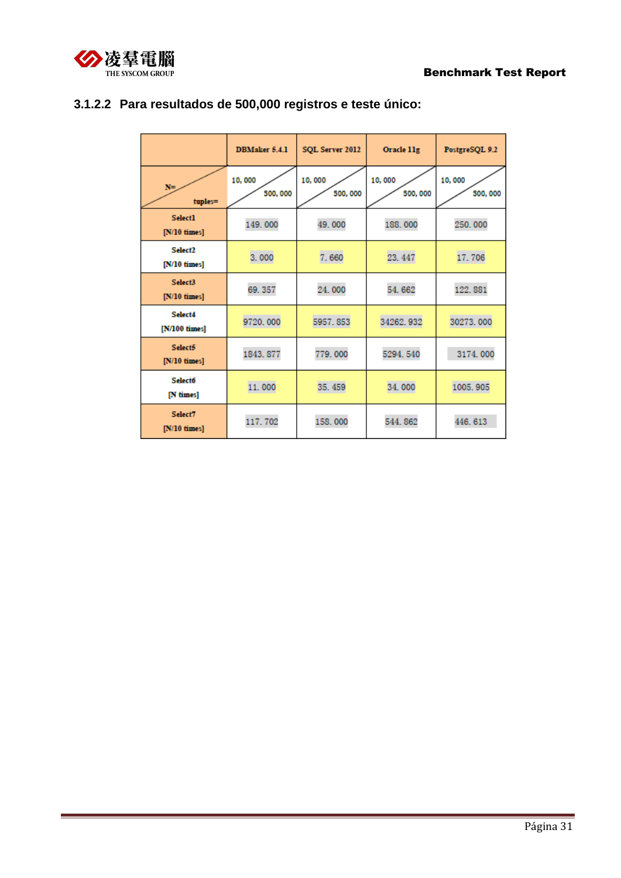### 3.1.2.2 Para resultados de 500,000 registros e teste único:

| | DBMaker 5.4.1 | SQL Server 2012 | Oracle 11g | PostgreSQL 9.2 |
|---|---|---|---|---|
| N= / tuples= | 10, 000 / 500, 000 | 10, 000 / 500, 000 | 10, 000 / 500, 000 | 10, 000 / 500, 000 |
| Select1 [N/10 times] | 149. 000 | 49. 000 | 188. 000 | 250. 000 |
| Select2 [N/10 times] | 3. 000 | 7. 660 | 23. 447 | 17. 706 |
| Select3 [N/10 times] | 69. 357 | 24. 000 | 54. 662 | 122. 881 |
| Select4 [N/100 times] | 9720. 000 | 5957. 853 | 34262. 932 | 30273. 000 |
| Select5 [N/10 times] | 1843. 877 | 779. 000 | 5294. 540 | 3174. 000 |
| Select6 [N times] | 11. 000 | 35. 459 | 34. 000 | 1005. 905 |
| Select7 [N/10 times] | 117. 702 | 158. 000 | 544. 862 | 446. 613 |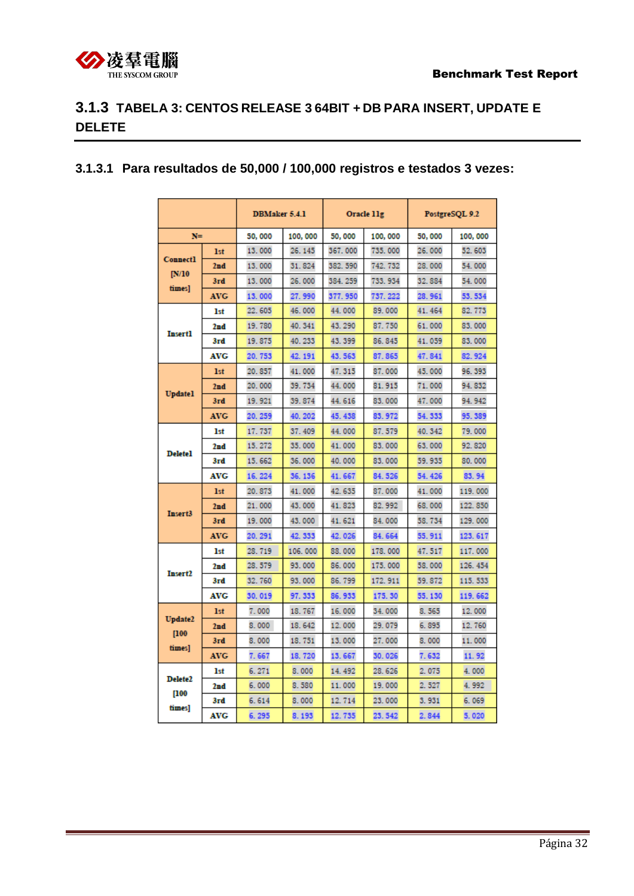### 3.1.3 TABELA 3: CENTOS RELEASE 3 64BIT + DB PARA INSERT, UPDATE E DELETE

#### 3.1.3.1 Para resultados de 50,000 / 100,000 registros e testados 3 vezes:

| | | DBMaker 5.4.1 | | Oracle 11g | | PostgreSQL 9.2 | |
|---|---|---|---|---|---|---|---|
| N= | | 50, 000 | 100, 000 | 50, 000 | 100, 000 | 50, 000 | 100, 000 |
| Connect1 [N/10 times] | 1st | 13. 000 | 26. 145 | 367. 000 | 735. 000 | 26. 000 | 52. 603 |
| | 2nd | 13. 000 | 31. 824 | 382. 590 | 742. 732 | 28. 000 | 54. 000 |
| | 3rd | 13. 000 | 26. 000 | 384. 259 | 733. 934 | 32. 884 | 54. 000 |
| | AVG | 13. 000 | 27. 990 | 377. 950 | 737. 222 | 28. 961 | 53. 534 |
| Insert1 | 1st | 22. 605 | 46. 000 | 44. 000 | 89. 000 | 41. 464 | 82. 773 |
| | 2nd | 19. 780 | 40. 341 | 43. 290 | 87. 750 | 61. 000 | 83. 000 |
| | 3rd | 19. 875 | 40. 233 | 43. 399 | 86. 845 | 41. 059 | 83. 000 |
| | AVG | 20. 753 | 42. 191 | 43. 563 | 87. 865 | 47. 841 | 82. 924 |
| Update1 | 1st | 20. 857 | 41. 000 | 47. 315 | 87. 000 | 45. 000 | 96. 393 |
| | 2nd | 20. 000 | 39. 734 | 44. 000 | 81. 915 | 71. 000 | 94. 832 |
| | 3rd | 19. 921 | 39. 874 | 44. 616 | 83. 000 | 47. 000 | 94. 942 |
| | AVG | 20. 259 | 40. 202 | 45. 438 | 83. 972 | 54. 333 | 95. 389 |
| Delete1 | 1st | 17. 737 | 37. 409 | 44. 000 | 87. 579 | 40. 342 | 79. 000 |
| | 2nd | 15. 272 | 35. 000 | 41. 000 | 83. 000 | 63. 000 | 92. 820 |
| | 3rd | 15. 662 | 36. 000 | 40. 000 | 83. 000 | 59. 935 | 80. 000 |
| | AVG | 16. 224 | 36. 136 | 41. 667 | 84. 526 | 54. 426 | 83. 94 |
| Insert3 | 1st | 20. 873 | 41. 000 | 42. 635 | 87. 000 | 41. 000 | 119. 000 |
| | 2nd | 21. 000 | 43. 000 | 41. 823 | 82. 992 | 68. 000 | 122. 850 |
| | 3rd | 19. 000 | 43. 000 | 41. 621 | 84. 000 | 58. 734 | 129. 000 |
| | AVG | 20. 291 | 42. 333 | 42. 026 | 84. 664 | 55. 911 | 123. 617 |
| Insert2 | 1st | 28. 719 | 106. 000 | 88. 000 | 178. 000 | 47. 517 | 117. 000 |
| | 2nd | 28. 579 | 93. 000 | 86. 000 | 175. 000 | 58. 000 | 126. 454 |
| | 3rd | 32. 760 | 93. 000 | 86. 799 | 172. 911 | 59. 872 | 115. 533 |
| | AVG | 30. 019 | 97. 333 | 86. 933 | 175. 30 | 55. 130 | 119. 662 |
| Update2 [100 times] | 1st | 7. 000 | 18. 767 | 16. 000 | 34. 000 | 8. 565 | 12. 000 |
| | 2nd | 8. 000 | 18. 642 | 12. 000 | 29. 079 | 6. 895 | 12. 760 |
| | 3rd | 8. 000 | 18. 751 | 13. 000 | 27. 000 | 8. 000 | 11. 000 |
| | AVG | 7. 667 | 18. 720 | 13. 667 | 30. 026 | 7. 632 | 11. 92 |
| Delete2 [100 times] | 1st | 6. 271 | 8. 000 | 14. 492 | 28. 626 | 2. 075 | 4. 000 |
| | 2nd | 6. 000 | 8. 580 | 11. 000 | 19. 000 | 2. 527 | 4. 992 |
| | 3rd | 6. 614 | 8. 000 | 12. 714 | 23. 000 | 3. 931 | 6. 069 |
| | AVG | 6. 295 | 8. 193 | 12. 735 | 23. 542 | 2. 844 | 5. 020 |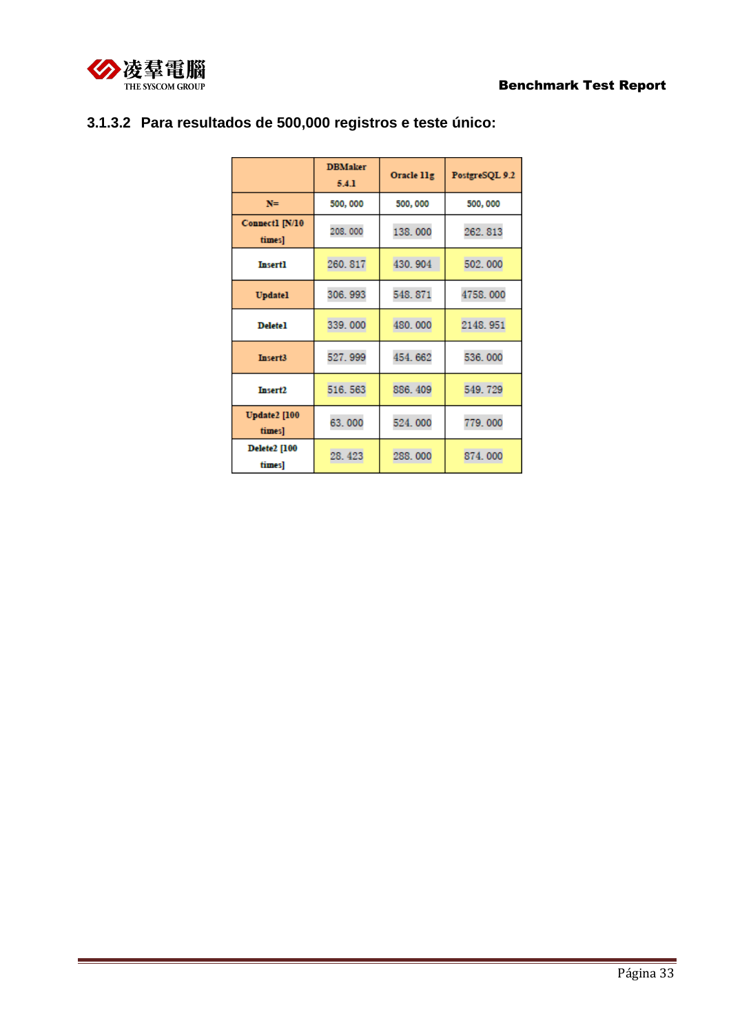### 3.1.3.2 Para resultados de 500,000 registros e teste único:

| | DBMaker 5.4.1 | Oracle 11g | PostgreSQL 9.2 |
|---|---|---|---|
| N= | 500, 000 | 500, 000 | 500, 000 |
| Connect1 [N/10 times] | 208. 000 | 138. 000 | 262. 813 |
| Insert1 | 260. 817 | 430. 904 | 502. 000 |
| Update1 | 306. 993 | 548. 871 | 4758. 000 |
| Delete1 | 339. 000 | 480. 000 | 2148. 951 |
| Insert3 | 527. 999 | 454. 662 | 536. 000 |
| Insert2 | 516. 563 | 886. 409 | 549. 729 |
| Update2 [100 times] | 63. 000 | 524. 000 | 779. 000 |
| Delete2 [100 times] | 28. 423 | 288. 000 | 874. 000 |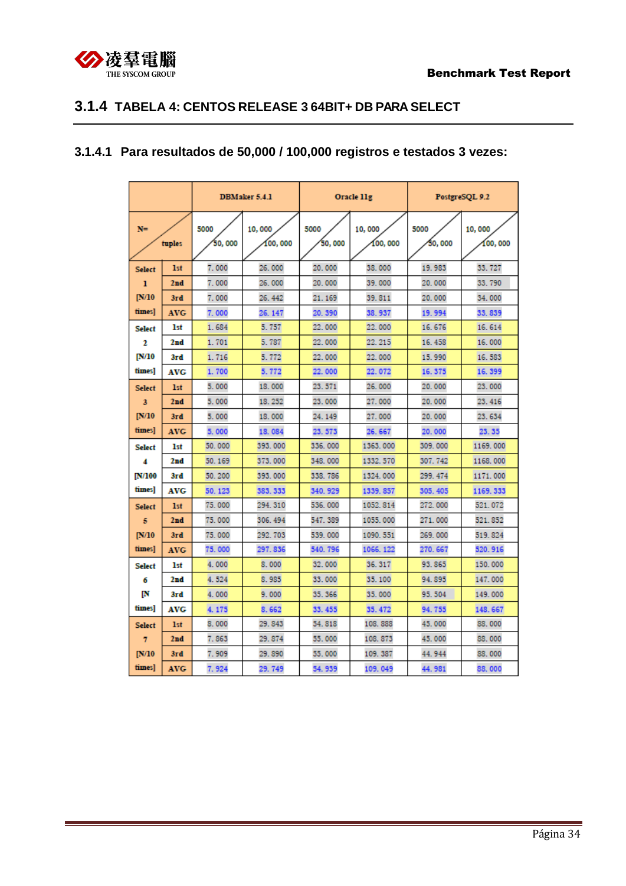## 3.1.4 TABELA 4: CENTOS RELEASE 3 64BIT+ DB PARA SELECT

### 3.1.4.1 Para resultados de 50,000 / 100,000 registros e testados 3 vezes:

| | | DBMaker 5.4.1 | | Oracle 11g | | PostgreSQL 9.2 | |
|---|---|---|---|---|---|---|---|
| N= / tuples | | 5000 / 50, 000 | 10, 000 / 100, 000 | 5000 / 50, 000 | 10, 000 / 100, 000 | 5000 / 50, 000 | 10, 000 / 100, 000 |
| Select 1 [N/10 times] | 1st | 7. 000 | 26. 000 | 20. 000 | 38. 000 | 19. 983 | 33. 727 |
| | 2nd | 7. 000 | 26. 000 | 20. 000 | 39. 000 | 20. 000 | 33. 790 |
| | 3rd | 7. 000 | 26. 442 | 21. 169 | 39. 811 | 20. 000 | 34. 000 |
| | AVG | 7. 000 | 26. 147 | 20. 390 | 38. 937 | 19. 994 | 33. 839 |
| Select 2 [N/10 times] | 1st | 1. 684 | 5. 757 | 22. 000 | 22. 000 | 16. 676 | 16. 614 |
| | 2nd | 1. 701 | 5. 787 | 22. 000 | 22. 215 | 16. 458 | 16. 000 |
| | 3rd | 1. 716 | 5. 772 | 22. 000 | 22. 000 | 15. 990 | 16. 583 |
| | AVG | 1. 700 | 5. 772 | 22. 000 | 22. 072 | 16. 375 | 16. 399 |
| Select 3 [N/10 times] | 1st | 5. 000 | 18. 000 | 23. 571 | 26. 000 | 20. 000 | 23. 000 |
| | 2nd | 5. 000 | 18. 252 | 23. 000 | 27. 000 | 20. 000 | 23. 416 |
| | 3rd | 5. 000 | 18. 000 | 24. 149 | 27. 000 | 20. 000 | 23. 634 |
| | AVG | 5. 000 | 18. 084 | 23. 573 | 26. 667 | 20. 000 | 23. 35 |
| Select 4 [N/100 times] | 1st | 50. 000 | 393. 000 | 336. 000 | 1363. 000 | 309. 000 | 1169. 000 |
| | 2nd | 50. 169 | 373. 000 | 348. 000 | 1332. 570 | 307. 742 | 1168. 000 |
| | 3rd | 50. 200 | 393. 000 | 338. 786 | 1324. 000 | 299. 474 | 1171. 000 |
| | AVG | 50. 123 | 383. 333 | 340. 929 | 1339. 857 | 305. 405 | 1169. 333 |
| Select 5 [N/10 times] | 1st | 75. 000 | 294. 310 | 536. 000 | 1052. 814 | 272. 000 | 521. 072 |
| | 2nd | 75. 000 | 306. 494 | 547. 389 | 1055. 000 | 271. 000 | 521. 852 |
| | 3rd | 75. 000 | 292. 703 | 539. 000 | 1090. 551 | 269. 000 | 519. 824 |
| | AVG | 75. 000 | 297. 836 | 540. 796 | 1066. 122 | 270. 667 | 520. 916 |
| Select 6 [N times] | 1st | 4. 000 | 8. 000 | 32. 000 | 36. 317 | 93. 865 | 150. 000 |
| | 2nd | 4. 524 | 8. 985 | 33. 000 | 35. 100 | 94. 895 | 147. 000 |
| | 3rd | 4. 000 | 9. 000 | 35. 366 | 35. 000 | 95. 504 | 149. 000 |
| | AVG | 4. 175 | 8. 662 | 33. 455 | 35. 472 | 94. 755 | 148. 667 |
| Select 7 [N/10 times] | 1st | 8. 000 | 29. 843 | 54. 818 | 108. 888 | 45. 000 | 88. 000 |
| | 2nd | 7. 863 | 29. 874 | 55. 000 | 108. 873 | 45. 000 | 88. 000 |
| | 3rd | 7. 909 | 29. 890 | 55. 000 | 109. 387 | 44. 944 | 88. 000 |
| | AVG | 7. 924 | 29. 749 | 54. 939 | 109. 049 | 44. 981 | 88. 000 |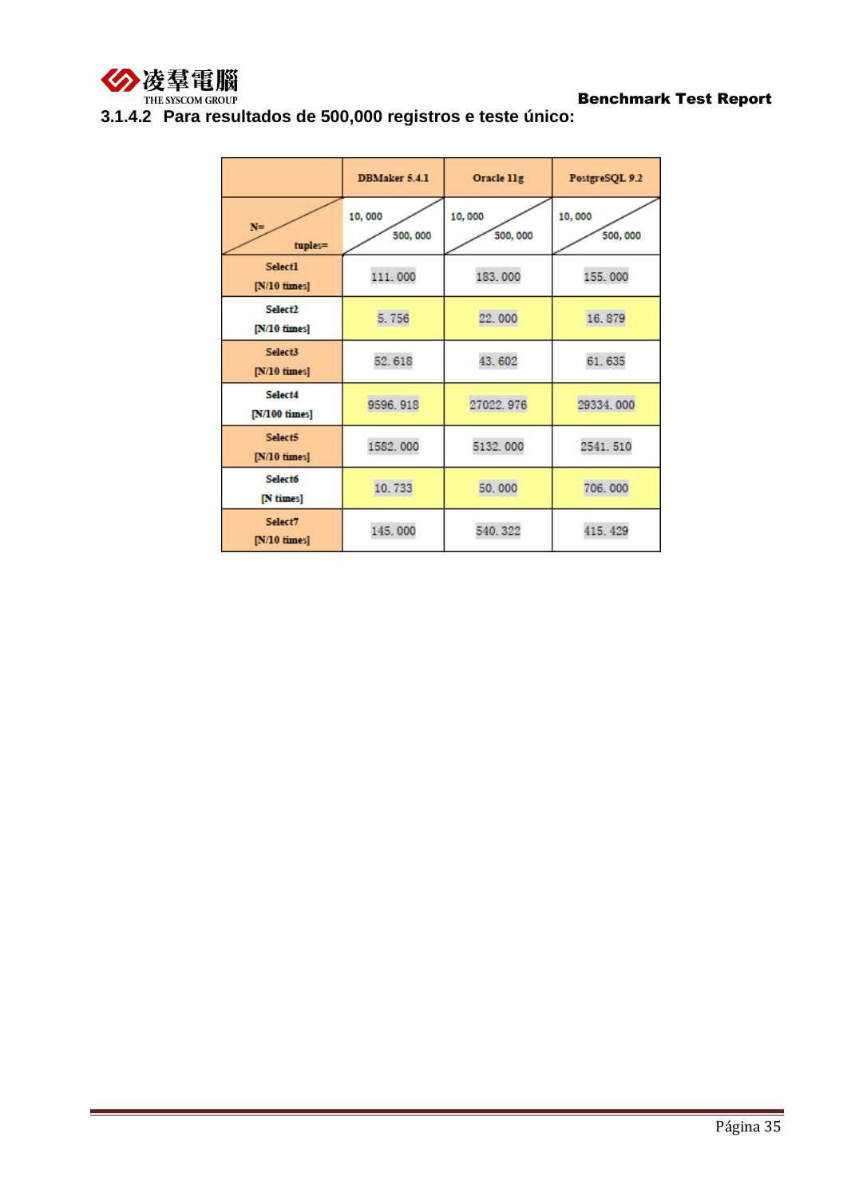### 3.1.4.2 Para resultados de 500,000 registros e teste único:

| | DBMaker 5.4.1 | Oracle 11g | PostgreSQL 9.2 |
|---|---|---|---|
| N= / tuples= | 10, 000 / 500, 000 | 10, 000 / 500, 000 | 10, 000 / 500, 000 |
| Select1 [N/10 times] | 111. 000 | 183. 000 | 155. 000 |
| Select2 [N/10 times] | 5. 756 | 22. 000 | 16. 879 |
| Select3 [N/10 times] | 52. 618 | 43. 602 | 61. 635 |
| Select4 [N/100 times] | 9596. 918 | 27022. 976 | 29334. 000 |
| Select5 [N/10 times] | 1582. 000 | 5132. 000 | 2541. 510 |
| Select6 [N times] | 10. 733 | 50. 000 | 706. 000 |
| Select7 [N/10 times] | 145. 000 | 540. 322 | 415. 429 |